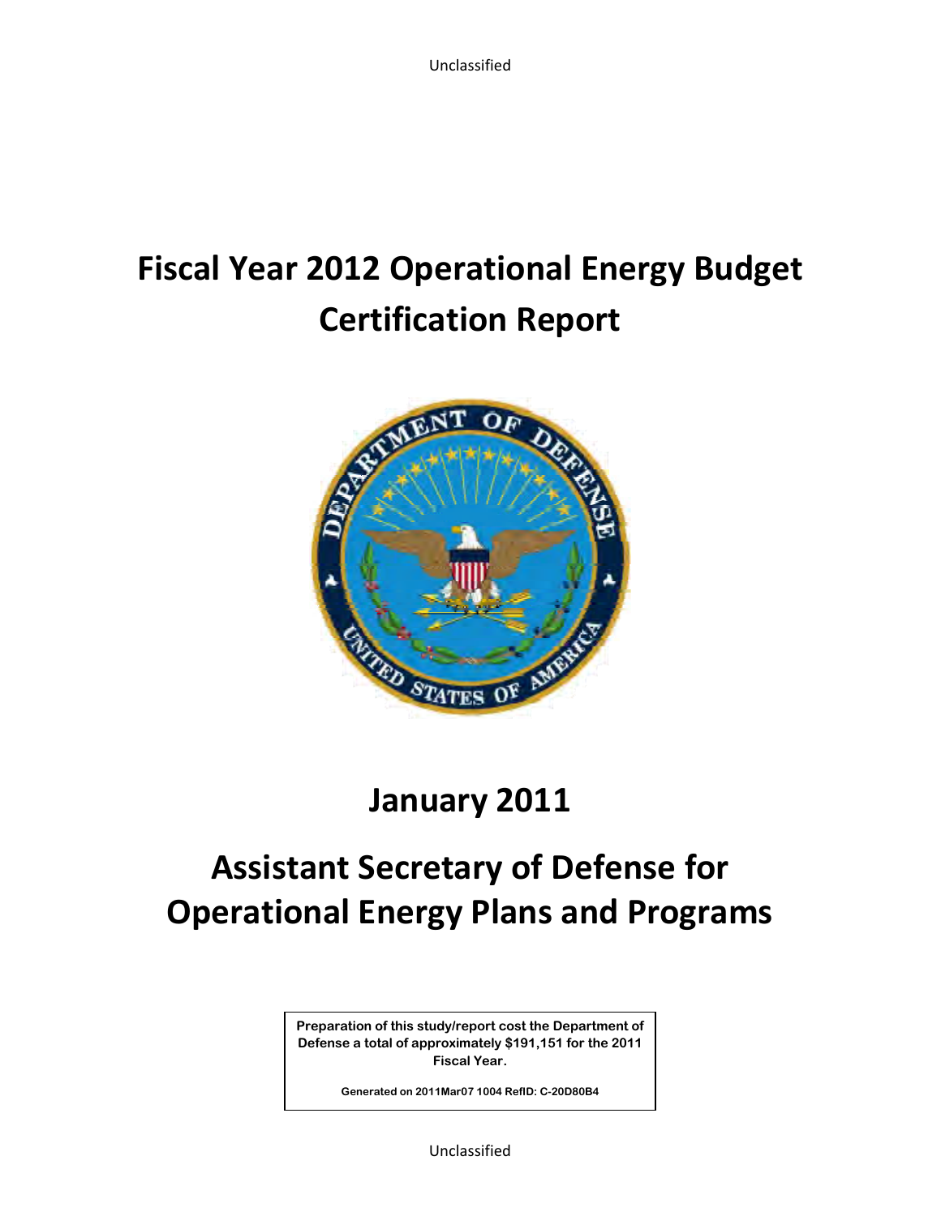Unclassified

# Fiscal Year 2012 Operational Energy Budget Certification Report

## January 2011

## Assistant Secretary of Defense for Operational Energy Plans and Programs

**Preparation of this study/report cost the Department of Defense a total of approximately $191,151 for the 2011 Fiscal Year.**

**Generated on 2011Mar07 1004 RefID: C-20D80B4**

Unclassified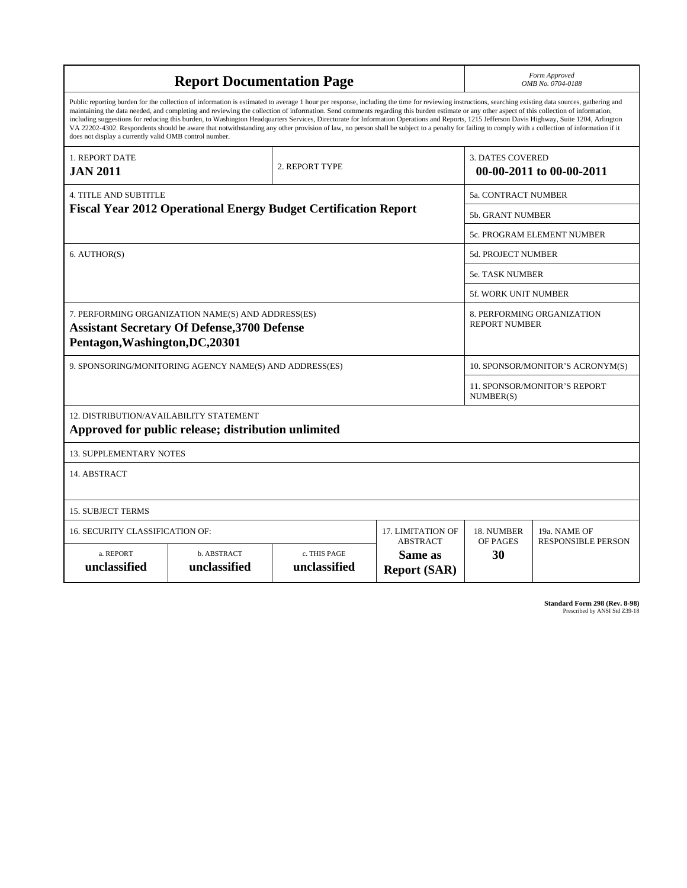# Report Documentation Page

*Form Approved*
*OMB No. 0704-0188*

Public reporting burden for the collection of information is estimated to average 1 hour per response, including the time for reviewing instructions, searching existing data sources, gathering and maintaining the data needed, and completing and reviewing the collection of information. Send comments regarding this burden estimate or any other aspect of this collection of information, including suggestions for reducing this burden, to Washington Headquarters Services, Directorate for Information Operations and Reports, 1215 Jefferson Davis Highway, Suite 1204, Arlington VA 22202-4302. Respondents should be aware that notwithstanding any other provision of law, no person shall be subject to a penalty for failing to comply with a collection of information if it does not display a currently valid OMB control number.

| 1. REPORT DATE | 2. REPORT TYPE | 3. DATES COVERED |
|---|---|---|
| **JAN 2011** | | **00-00-2011 to 00-00-2011** |

| 4. TITLE AND SUBTITLE | |
|---|---|
| **Fiscal Year 2012 Operational Energy Budget Certification Report** | 5a. CONTRACT NUMBER |
| | 5b. GRANT NUMBER |
| | 5c. PROGRAM ELEMENT NUMBER |
| 6. AUTHOR(S) | 5d. PROJECT NUMBER |
| | 5e. TASK NUMBER |
| | 5f. WORK UNIT NUMBER |
| 7. PERFORMING ORGANIZATION NAME(S) AND ADDRESS(ES) **Assistant Secretary Of Defense,3700 Defense Pentagon,Washington,DC,20301** | 8. PERFORMING ORGANIZATION REPORT NUMBER |
| 9. SPONSORING/MONITORING AGENCY NAME(S) AND ADDRESS(ES) | 10. SPONSOR/MONITOR'S ACRONYM(S) |
| | 11. SPONSOR/MONITOR'S REPORT NUMBER(S) |

12. DISTRIBUTION/AVAILABILITY STATEMENT
**Approved for public release; distribution unlimited**

13. SUPPLEMENTARY NOTES

14. ABSTRACT

15. SUBJECT TERMS

| 16. SECURITY CLASSIFICATION OF: | | | 17. LIMITATION OF ABSTRACT | 18. NUMBER OF PAGES | 19a. NAME OF RESPONSIBLE PERSON |
|---|---|---|---|---|---|
| a. REPORT | b. ABSTRACT | c. THIS PAGE | | | |
| **unclassified** | **unclassified** | **unclassified** | **Same as Report (SAR)** | **30** | |

**Standard Form 298 (Rev. 8-98)**
Prescribed by ANSI Std Z39-18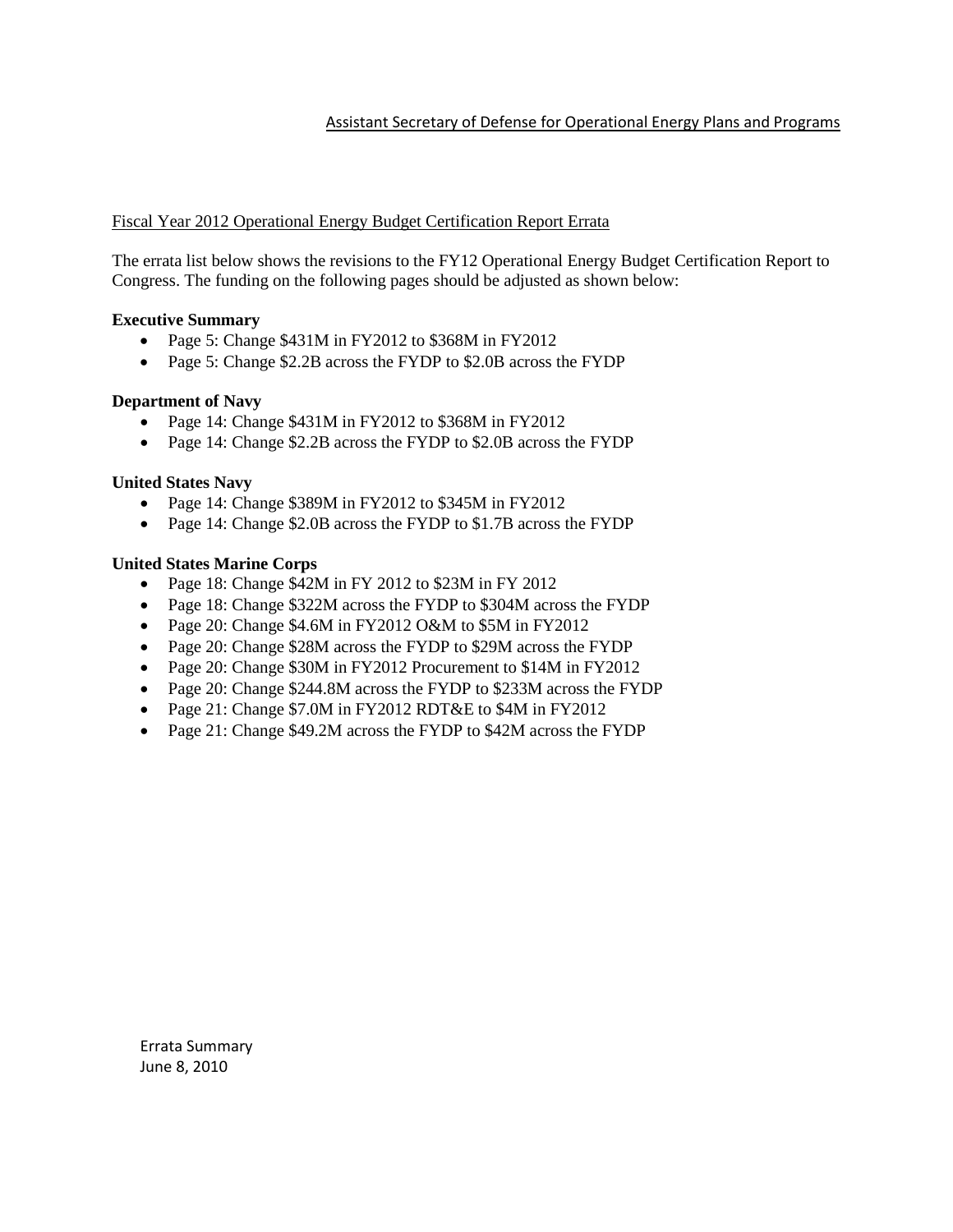Assistant Secretary of Defense for Operational Energy Plans and Programs

Fiscal Year 2012 Operational Energy Budget Certification Report Errata

The errata list below shows the revisions to the FY12 Operational Energy Budget Certification Report to Congress. The funding on the following pages should be adjusted as shown below:

**Executive Summary**

- Page 5: Change $431M in FY2012 to $368M in FY2012
- Page 5: Change $2.2B across the FYDP to $2.0B across the FYDP

**Department of Navy**

- Page 14: Change $431M in FY2012 to $368M in FY2012
- Page 14: Change $2.2B across the FYDP to $2.0B across the FYDP

**United States Navy**

- Page 14: Change $389M in FY2012 to $345M in FY2012
- Page 14: Change $2.0B across the FYDP to $1.7B across the FYDP

**United States Marine Corps**

- Page 18: Change $42M in FY 2012 to $23M in FY 2012
- Page 18: Change $322M across the FYDP to $304M across the FYDP
- Page 20: Change $4.6M in FY2012 O&M to $5M in FY2012
- Page 20: Change $28M across the FYDP to $29M across the FYDP
- Page 20: Change $30M in FY2012 Procurement to $14M in FY2012
- Page 20: Change $244.8M across the FYDP to $233M across the FYDP
- Page 21: Change $7.0M in FY2012 RDT&E to $4M in FY2012
- Page 21: Change $49.2M across the FYDP to $42M across the FYDP

Errata Summary
June 8, 2010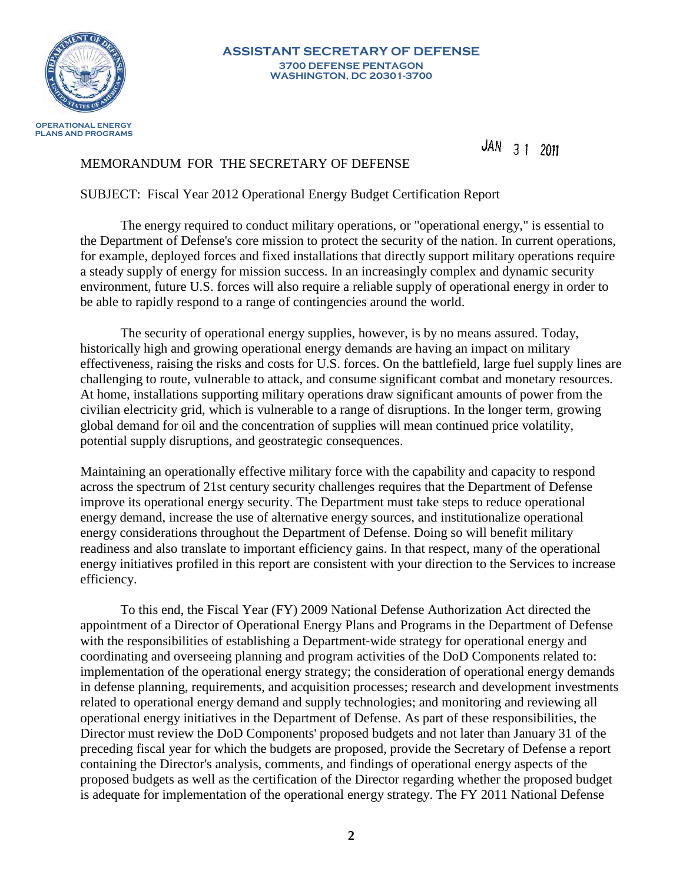**ASSISTANT SECRETARY OF DEFENSE**
**3700 DEFENSE PENTAGON**
**WASHINGTON, DC 20301-3700**

**OPERATIONAL ENERGY PLANS AND PROGRAMS**

JAN 31 2011

MEMORANDUM FOR THE SECRETARY OF DEFENSE

SUBJECT: Fiscal Year 2012 Operational Energy Budget Certification Report

The energy required to conduct military operations, or "operational energy," is essential to the Department of Defense's core mission to protect the security of the nation. In current operations, for example, deployed forces and fixed installations that directly support military operations require a steady supply of energy for mission success. In an increasingly complex and dynamic security environment, future U.S. forces will also require a reliable supply of operational energy in order to be able to rapidly respond to a range of contingencies around the world.

The security of operational energy supplies, however, is by no means assured. Today, historically high and growing operational energy demands are having an impact on military effectiveness, raising the risks and costs for U.S. forces. On the battlefield, large fuel supply lines are challenging to route, vulnerable to attack, and consume significant combat and monetary resources. At home, installations supporting military operations draw significant amounts of power from the civilian electricity grid, which is vulnerable to a range of disruptions. In the longer term, growing global demand for oil and the concentration of supplies will mean continued price volatility, potential supply disruptions, and geostrategic consequences.

Maintaining an operationally effective military force with the capability and capacity to respond across the spectrum of 21st century security challenges requires that the Department of Defense improve its operational energy security. The Department must take steps to reduce operational energy demand, increase the use of alternative energy sources, and institutionalize operational energy considerations throughout the Department of Defense. Doing so will benefit military readiness and also translate to important efficiency gains. In that respect, many of the operational energy initiatives profiled in this report are consistent with your direction to the Services to increase efficiency.

To this end, the Fiscal Year (FY) 2009 National Defense Authorization Act directed the appointment of a Director of Operational Energy Plans and Programs in the Department of Defense with the responsibilities of establishing a Department-wide strategy for operational energy and coordinating and overseeing planning and program activities of the DoD Components related to: implementation of the operational energy strategy; the consideration of operational energy demands in defense planning, requirements, and acquisition processes; research and development investments related to operational energy demand and supply technologies; and monitoring and reviewing all operational energy initiatives in the Department of Defense. As part of these responsibilities, the Director must review the DoD Components' proposed budgets and not later than January 31 of the preceding fiscal year for which the budgets are proposed, provide the Secretary of Defense a report containing the Director's analysis, comments, and findings of operational energy aspects of the proposed budgets as well as the certification of the Director regarding whether the proposed budget is adequate for implementation of the operational energy strategy. The FY 2011 National Defense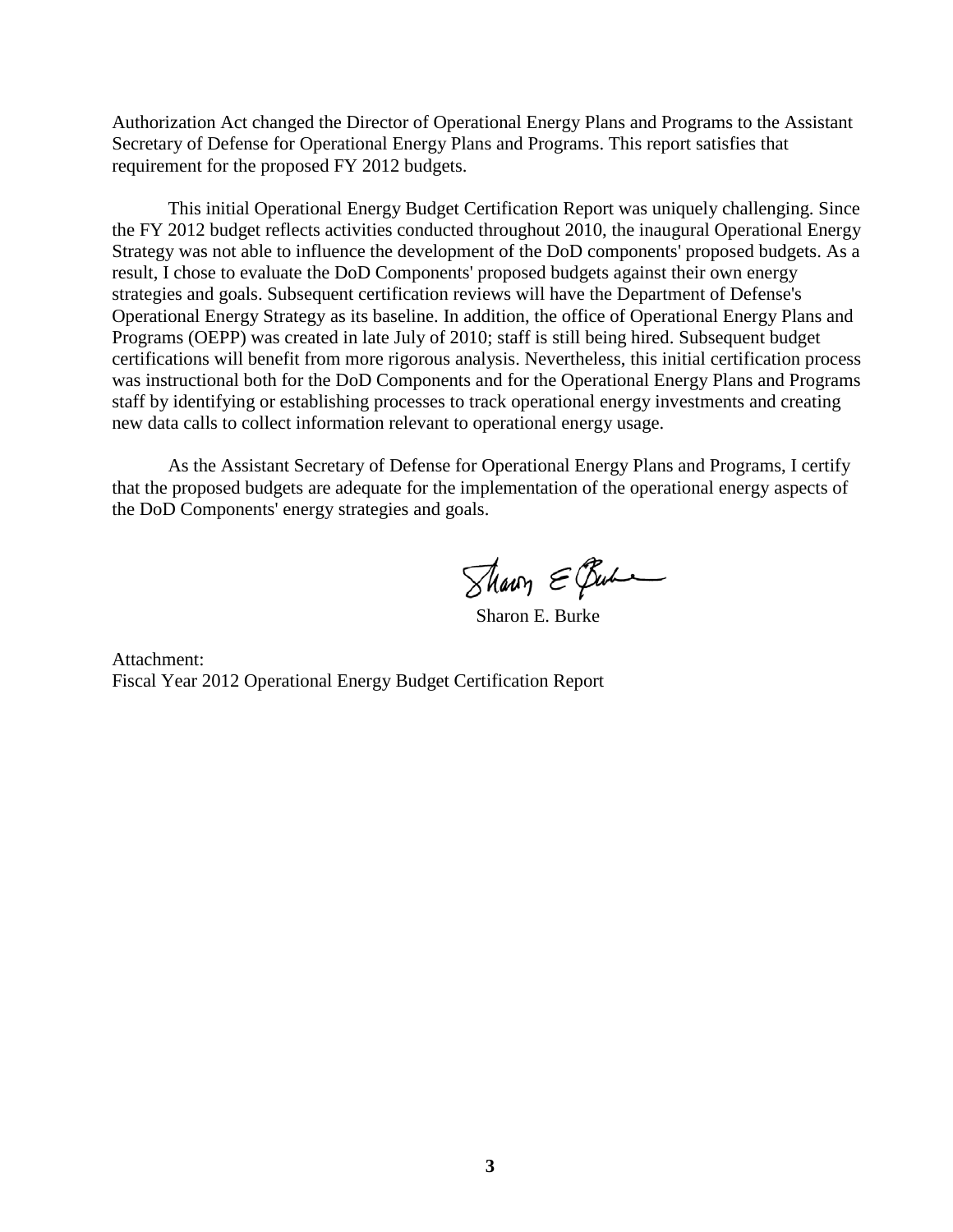Authorization Act changed the Director of Operational Energy Plans and Programs to the Assistant Secretary of Defense for Operational Energy Plans and Programs. This report satisfies that requirement for the proposed FY 2012 budgets.

This initial Operational Energy Budget Certification Report was uniquely challenging. Since the FY 2012 budget reflects activities conducted throughout 2010, the inaugural Operational Energy Strategy was not able to influence the development of the DoD components' proposed budgets. As a result, I chose to evaluate the DoD Components' proposed budgets against their own energy strategies and goals. Subsequent certification reviews will have the Department of Defense's Operational Energy Strategy as its baseline. In addition, the office of Operational Energy Plans and Programs (OEPP) was created in late July of 2010; staff is still being hired. Subsequent budget certifications will benefit from more rigorous analysis. Nevertheless, this initial certification process was instructional both for the DoD Components and for the Operational Energy Plans and Programs staff by identifying or establishing processes to track operational energy investments and creating new data calls to collect information relevant to operational energy usage.

As the Assistant Secretary of Defense for Operational Energy Plans and Programs, I certify that the proposed budgets are adequate for the implementation of the operational energy aspects of the DoD Components' energy strategies and goals.

Sharon E. Burke

Attachment:
Fiscal Year 2012 Operational Energy Budget Certification Report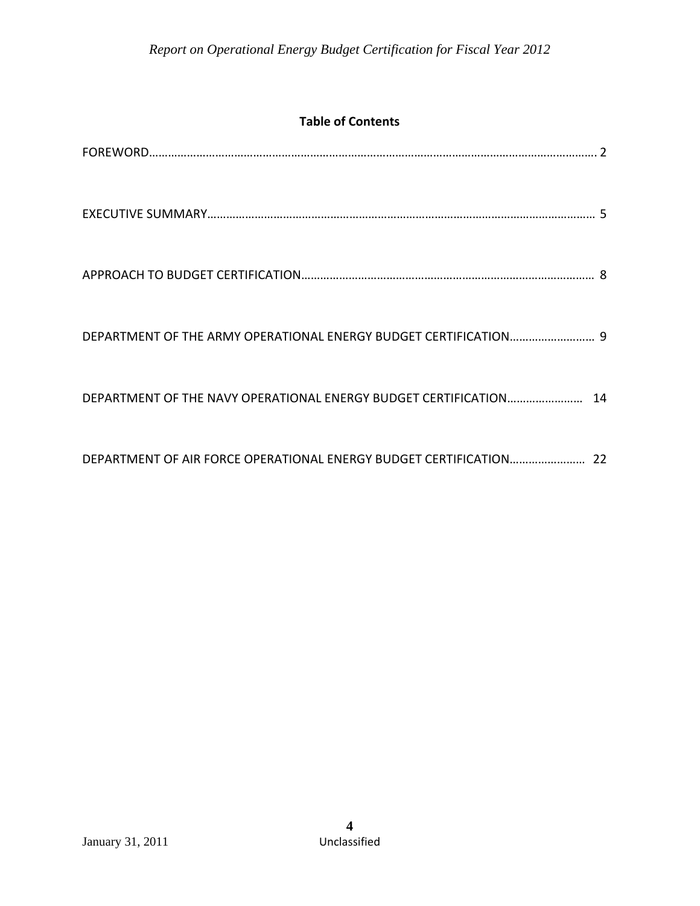## Table of Contents

FOREWORD........................................................................................................................................ 2

EXECUTIVE SUMMARY.................................................................................................................... 5

APPROACH TO BUDGET CERTIFICATION............................................................................................ 8

DEPARTMENT OF THE ARMY OPERATIONAL ENERGY BUDGET CERTIFICATION.......................... 9

DEPARTMENT OF THE NAVY OPERATIONAL ENERGY BUDGET CERTIFICATION...................... 14

DEPARTMENT OF AIR FORCE OPERATIONAL ENERGY BUDGET CERTIFICATION...................... 22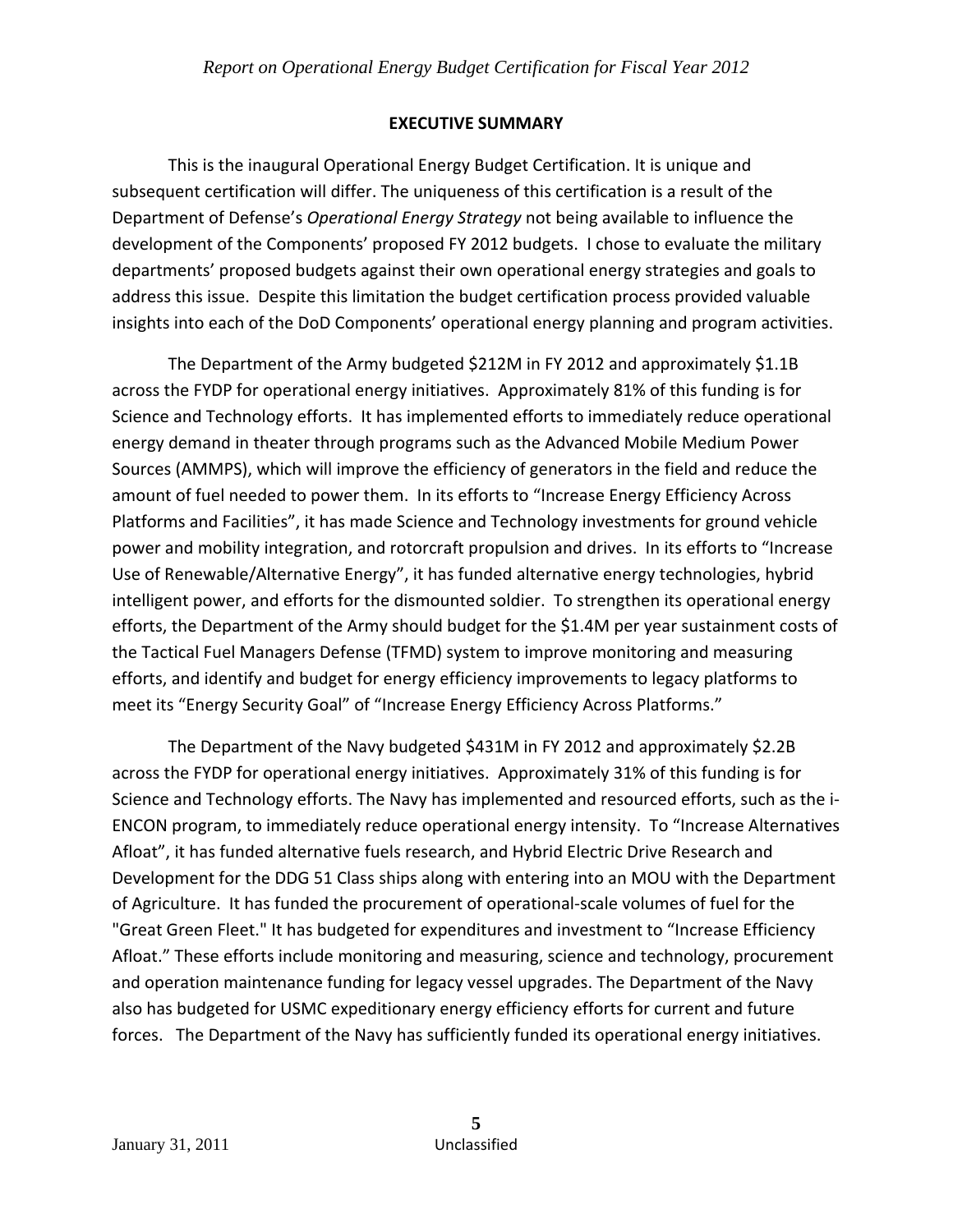## EXECUTIVE SUMMARY

This is the inaugural Operational Energy Budget Certification. It is unique and subsequent certification will differ. The uniqueness of this certification is a result of the Department of Defense's *Operational Energy Strategy* not being available to influence the development of the Components' proposed FY 2012 budgets. I chose to evaluate the military departments' proposed budgets against their own operational energy strategies and goals to address this issue. Despite this limitation the budget certification process provided valuable insights into each of the DoD Components' operational energy planning and program activities.

The Department of the Army budgeted $212M in FY 2012 and approximately $1.1B across the FYDP for operational energy initiatives. Approximately 81% of this funding is for Science and Technology efforts. It has implemented efforts to immediately reduce operational energy demand in theater through programs such as the Advanced Mobile Medium Power Sources (AMMPS), which will improve the efficiency of generators in the field and reduce the amount of fuel needed to power them. In its efforts to "Increase Energy Efficiency Across Platforms and Facilities", it has made Science and Technology investments for ground vehicle power and mobility integration, and rotorcraft propulsion and drives. In its efforts to "Increase Use of Renewable/Alternative Energy", it has funded alternative energy technologies, hybrid intelligent power, and efforts for the dismounted soldier. To strengthen its operational energy efforts, the Department of the Army should budget for the $1.4M per year sustainment costs of the Tactical Fuel Managers Defense (TFMD) system to improve monitoring and measuring efforts, and identify and budget for energy efficiency improvements to legacy platforms to meet its "Energy Security Goal" of "Increase Energy Efficiency Across Platforms."

The Department of the Navy budgeted $431M in FY 2012 and approximately $2.2B across the FYDP for operational energy initiatives. Approximately 31% of this funding is for Science and Technology efforts. The Navy has implemented and resourced efforts, such as the i-ENCON program, to immediately reduce operational energy intensity. To "Increase Alternatives Afloat", it has funded alternative fuels research, and Hybrid Electric Drive Research and Development for the DDG 51 Class ships along with entering into an MOU with the Department of Agriculture. It has funded the procurement of operational-scale volumes of fuel for the "Great Green Fleet." It has budgeted for expenditures and investment to "Increase Efficiency Afloat." These efforts include monitoring and measuring, science and technology, procurement and operation maintenance funding for legacy vessel upgrades. The Department of the Navy also has budgeted for USMC expeditionary energy efficiency efforts for current and future forces. The Department of the Navy has sufficiently funded its operational energy initiatives.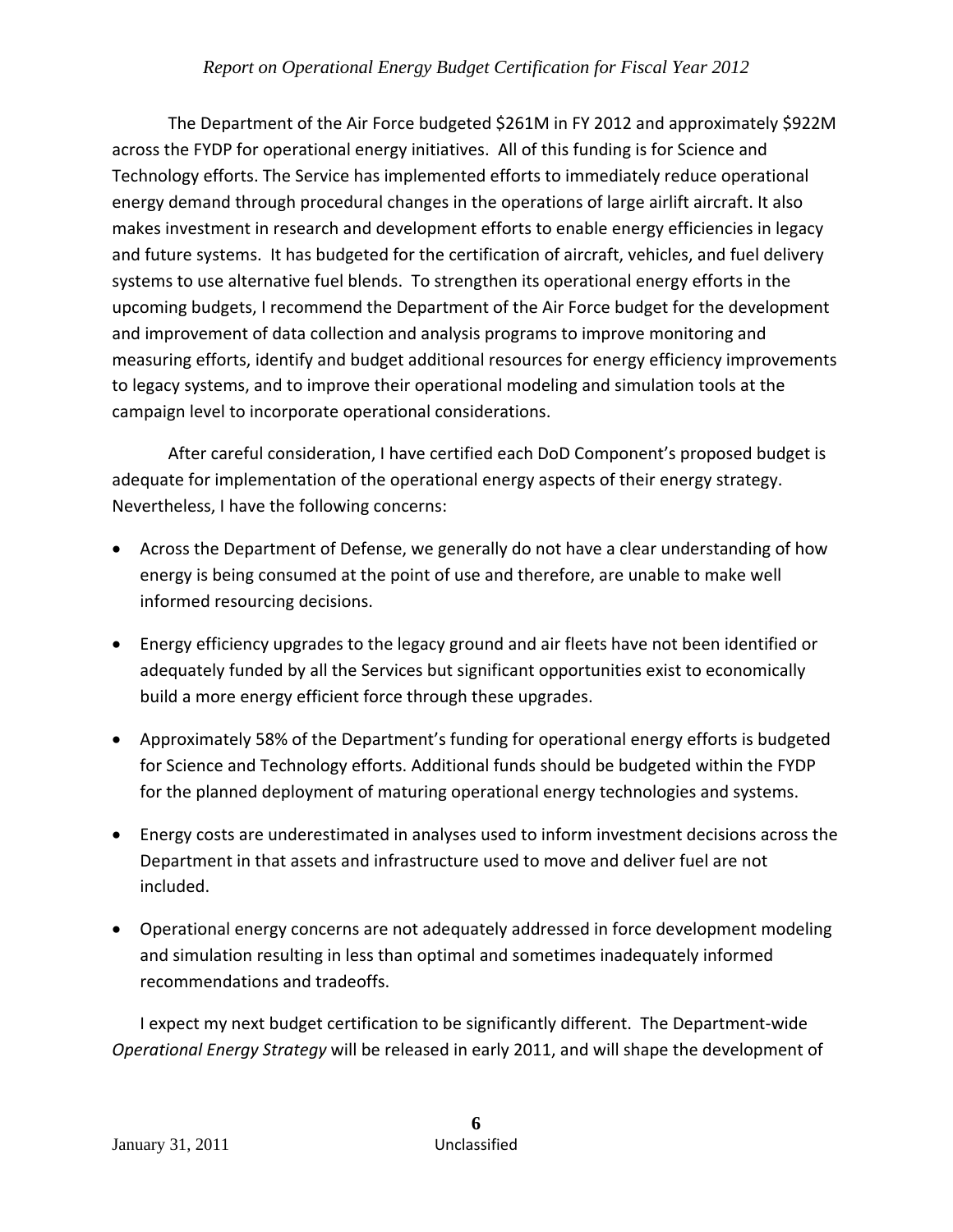The Department of the Air Force budgeted $261M in FY 2012 and approximately $922M across the FYDP for operational energy initiatives. All of this funding is for Science and Technology efforts. The Service has implemented efforts to immediately reduce operational energy demand through procedural changes in the operations of large airlift aircraft. It also makes investment in research and development efforts to enable energy efficiencies in legacy and future systems. It has budgeted for the certification of aircraft, vehicles, and fuel delivery systems to use alternative fuel blends. To strengthen its operational energy efforts in the upcoming budgets, I recommend the Department of the Air Force budget for the development and improvement of data collection and analysis programs to improve monitoring and measuring efforts, identify and budget additional resources for energy efficiency improvements to legacy systems, and to improve their operational modeling and simulation tools at the campaign level to incorporate operational considerations.

After careful consideration, I have certified each DoD Component's proposed budget is adequate for implementation of the operational energy aspects of their energy strategy. Nevertheless, I have the following concerns:

- Across the Department of Defense, we generally do not have a clear understanding of how energy is being consumed at the point of use and therefore, are unable to make well informed resourcing decisions.
- Energy efficiency upgrades to the legacy ground and air fleets have not been identified or adequately funded by all the Services but significant opportunities exist to economically build a more energy efficient force through these upgrades.
- Approximately 58% of the Department's funding for operational energy efforts is budgeted for Science and Technology efforts. Additional funds should be budgeted within the FYDP for the planned deployment of maturing operational energy technologies and systems.
- Energy costs are underestimated in analyses used to inform investment decisions across the Department in that assets and infrastructure used to move and deliver fuel are not included.
- Operational energy concerns are not adequately addressed in force development modeling and simulation resulting in less than optimal and sometimes inadequately informed recommendations and tradeoffs.

I expect my next budget certification to be significantly different. The Department-wide *Operational Energy Strategy* will be released in early 2011, and will shape the development of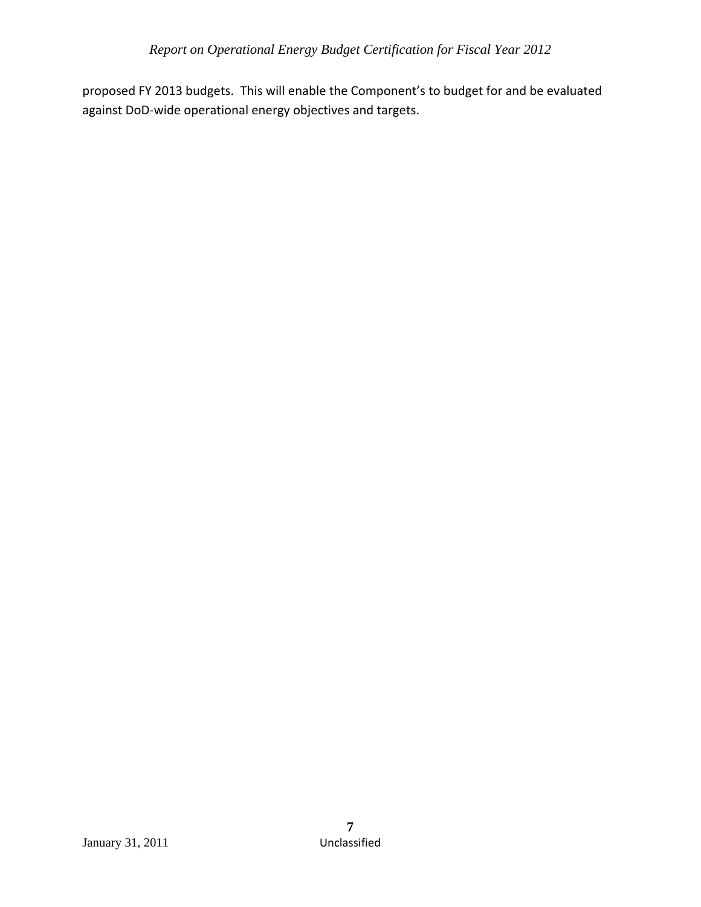proposed FY 2013 budgets. This will enable the Component's to budget for and be evaluated against DoD-wide operational energy objectives and targets.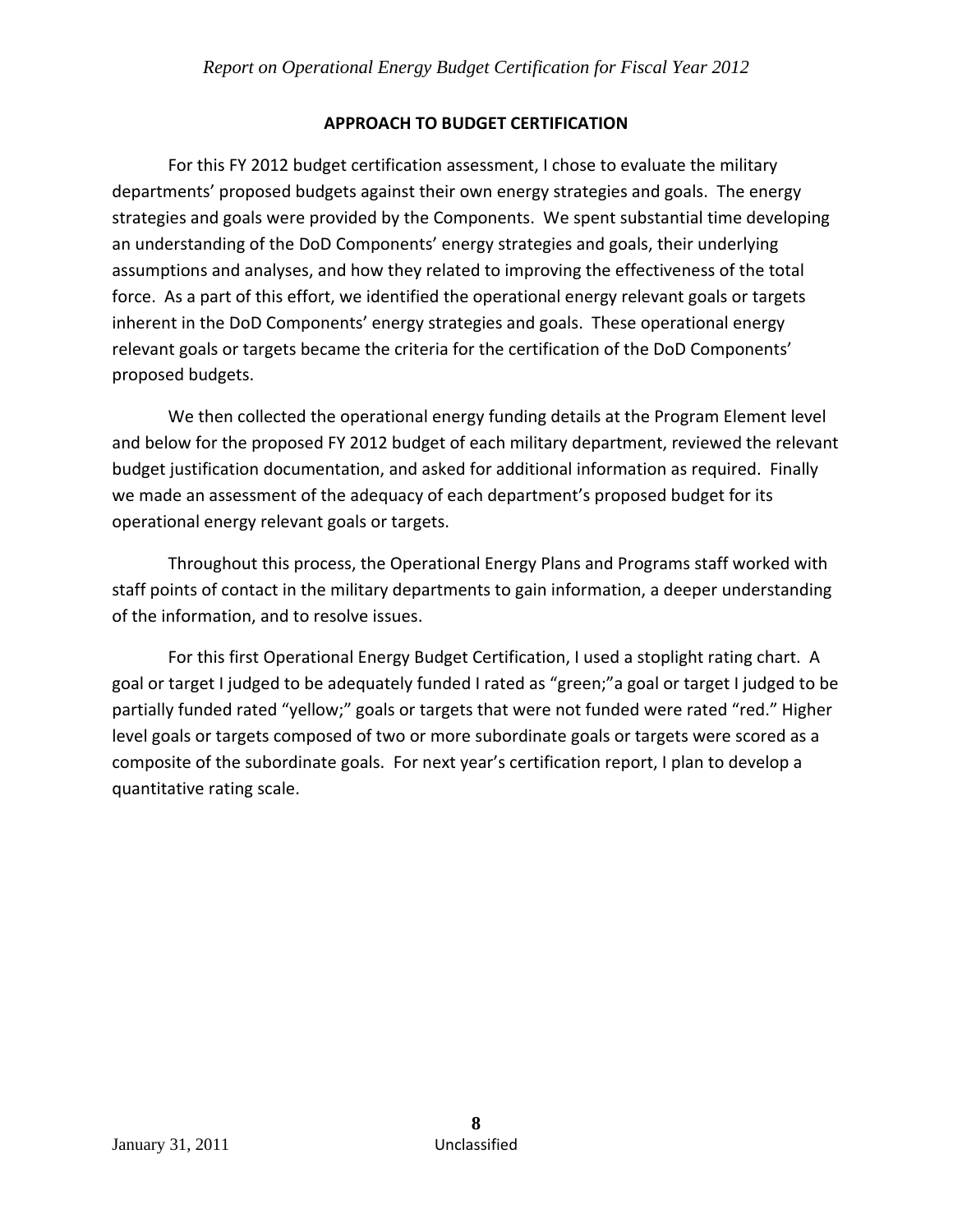## APPROACH TO BUDGET CERTIFICATION

For this FY 2012 budget certification assessment, I chose to evaluate the military departments' proposed budgets against their own energy strategies and goals. The energy strategies and goals were provided by the Components. We spent substantial time developing an understanding of the DoD Components' energy strategies and goals, their underlying assumptions and analyses, and how they related to improving the effectiveness of the total force. As a part of this effort, we identified the operational energy relevant goals or targets inherent in the DoD Components' energy strategies and goals. These operational energy relevant goals or targets became the criteria for the certification of the DoD Components' proposed budgets.

We then collected the operational energy funding details at the Program Element level and below for the proposed FY 2012 budget of each military department, reviewed the relevant budget justification documentation, and asked for additional information as required. Finally we made an assessment of the adequacy of each department's proposed budget for its operational energy relevant goals or targets.

Throughout this process, the Operational Energy Plans and Programs staff worked with staff points of contact in the military departments to gain information, a deeper understanding of the information, and to resolve issues.

For this first Operational Energy Budget Certification, I used a stoplight rating chart. A goal or target I judged to be adequately funded I rated as "green;"a goal or target I judged to be partially funded rated "yellow;" goals or targets that were not funded were rated "red." Higher level goals or targets composed of two or more subordinate goals or targets were scored as a composite of the subordinate goals. For next year's certification report, I plan to develop a quantitative rating scale.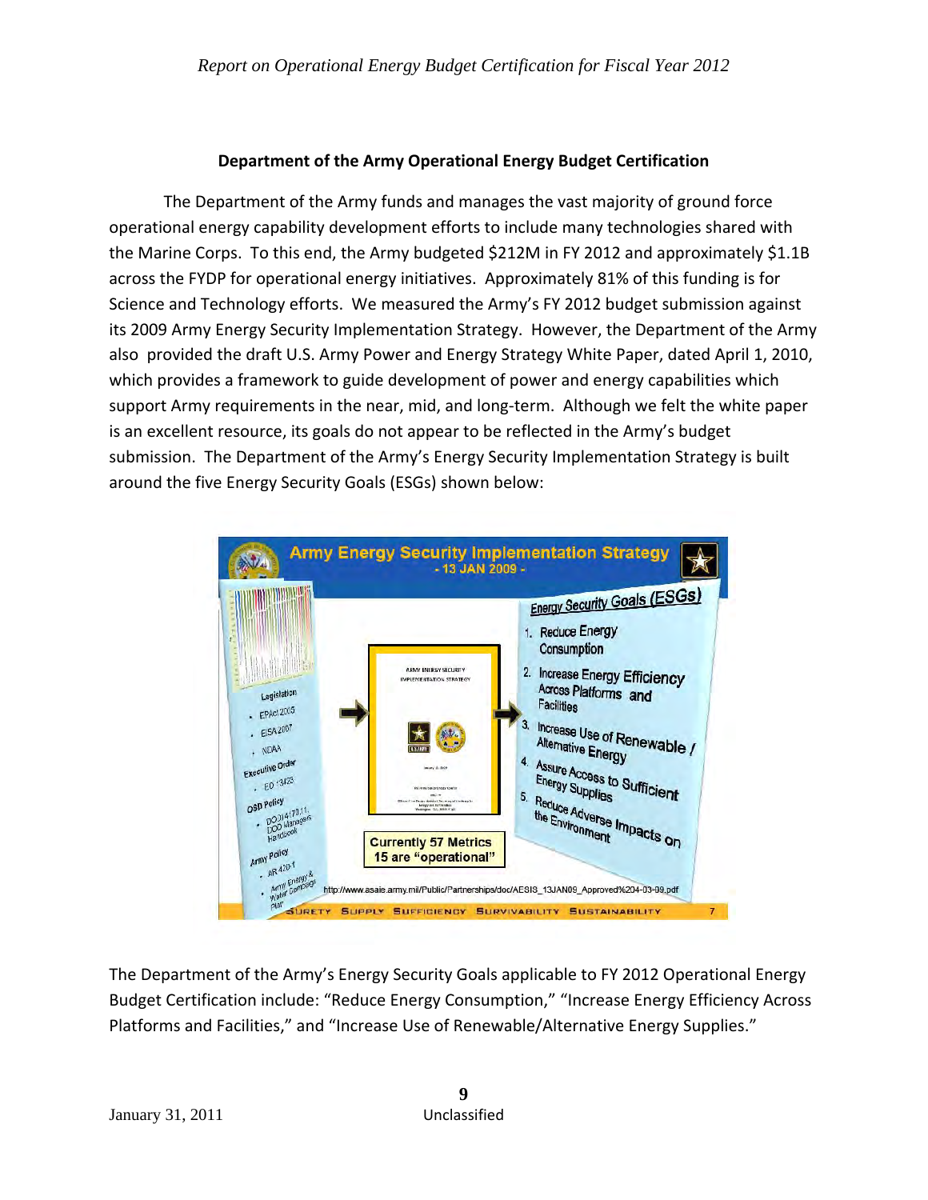## Department of the Army Operational Energy Budget Certification

The Department of the Army funds and manages the vast majority of ground force operational energy capability development efforts to include many technologies shared with the Marine Corps. To this end, the Army budgeted $212M in FY 2012 and approximately $1.1B across the FYDP for operational energy initiatives. Approximately 81% of this funding is for Science and Technology efforts. We measured the Army's FY 2012 budget submission against its 2009 Army Energy Security Implementation Strategy. However, the Department of the Army also provided the draft U.S. Army Power and Energy Strategy White Paper, dated April 1, 2010, which provides a framework to guide development of power and energy capabilities which support Army requirements in the near, mid, and long-term. Although we felt the white paper is an excellent resource, its goals do not appear to be reflected in the Army's budget submission. The Department of the Army's Energy Security Implementation Strategy is built around the five Energy Security Goals (ESGs) shown below:

**Army Energy Security Implementation Strategy - 13 JAN 2009 -**

Legislation
- EPAct 2005
- EISA 2007
- NDAA

Executive Order
- EO 13423

OSD Policy
- DODI 4170.11, DOD Managers Handbook

Army Policy
- AR 420-1
- Army Energy & Water Campaign Plan

Currently 57 Metrics
15 are "operational"

Energy Security Goals (ESGs)
1. Reduce Energy Consumption
2. Increase Energy Efficiency Across Platforms and Facilities
3. Increase Use of Renewable / Alternative Energy
4. Assure Access to Sufficient Energy Supplies
5. Reduce Adverse Impacts on the Environment

http://www.asaie.army.mil/Public/Partnerships/doc/AESIS_13JAN09_Approved%204-03-09.pdf

SURETY SUPPLY SUFFICIENCY SURVIVABILITY SUSTAINABILITY

The Department of the Army's Energy Security Goals applicable to FY 2012 Operational Energy Budget Certification include: "Reduce Energy Consumption," "Increase Energy Efficiency Across Platforms and Facilities," and "Increase Use of Renewable/Alternative Energy Supplies."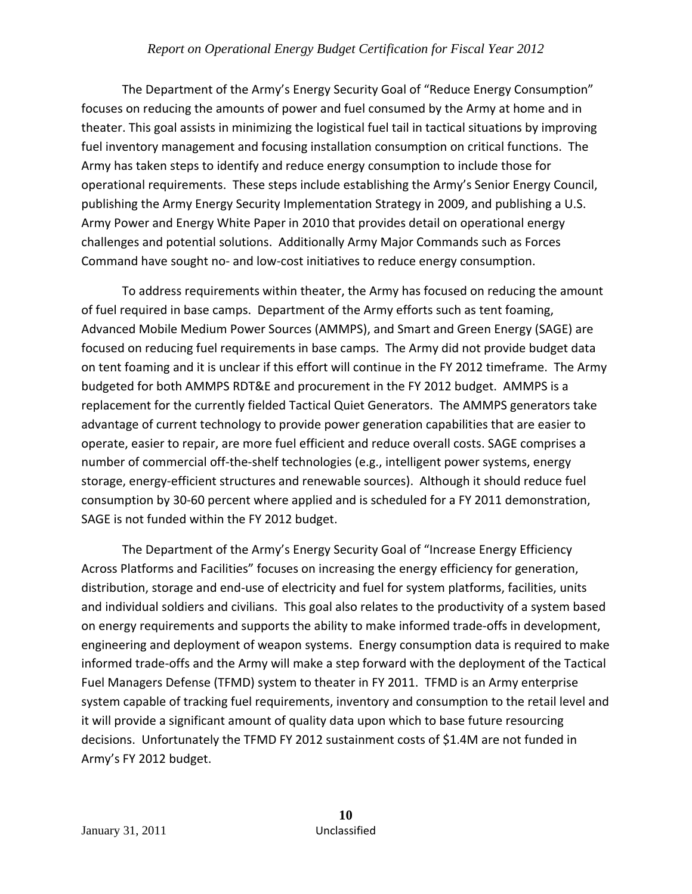The Department of the Army's Energy Security Goal of "Reduce Energy Consumption" focuses on reducing the amounts of power and fuel consumed by the Army at home and in theater. This goal assists in minimizing the logistical fuel tail in tactical situations by improving fuel inventory management and focusing installation consumption on critical functions. The Army has taken steps to identify and reduce energy consumption to include those for operational requirements. These steps include establishing the Army's Senior Energy Council, publishing the Army Energy Security Implementation Strategy in 2009, and publishing a U.S. Army Power and Energy White Paper in 2010 that provides detail on operational energy challenges and potential solutions. Additionally Army Major Commands such as Forces Command have sought no- and low-cost initiatives to reduce energy consumption.

To address requirements within theater, the Army has focused on reducing the amount of fuel required in base camps. Department of the Army efforts such as tent foaming, Advanced Mobile Medium Power Sources (AMMPS), and Smart and Green Energy (SAGE) are focused on reducing fuel requirements in base camps. The Army did not provide budget data on tent foaming and it is unclear if this effort will continue in the FY 2012 timeframe. The Army budgeted for both AMMPS RDT&E and procurement in the FY 2012 budget. AMMPS is a replacement for the currently fielded Tactical Quiet Generators. The AMMPS generators take advantage of current technology to provide power generation capabilities that are easier to operate, easier to repair, are more fuel efficient and reduce overall costs. SAGE comprises a number of commercial off-the-shelf technologies (e.g., intelligent power systems, energy storage, energy-efficient structures and renewable sources). Although it should reduce fuel consumption by 30-60 percent where applied and is scheduled for a FY 2011 demonstration, SAGE is not funded within the FY 2012 budget.

The Department of the Army's Energy Security Goal of "Increase Energy Efficiency Across Platforms and Facilities" focuses on increasing the energy efficiency for generation, distribution, storage and end-use of electricity and fuel for system platforms, facilities, units and individual soldiers and civilians. This goal also relates to the productivity of a system based on energy requirements and supports the ability to make informed trade-offs in development, engineering and deployment of weapon systems. Energy consumption data is required to make informed trade-offs and the Army will make a step forward with the deployment of the Tactical Fuel Managers Defense (TFMD) system to theater in FY 2011. TFMD is an Army enterprise system capable of tracking fuel requirements, inventory and consumption to the retail level and it will provide a significant amount of quality data upon which to base future resourcing decisions. Unfortunately the TFMD FY 2012 sustainment costs of $1.4M are not funded in Army's FY 2012 budget.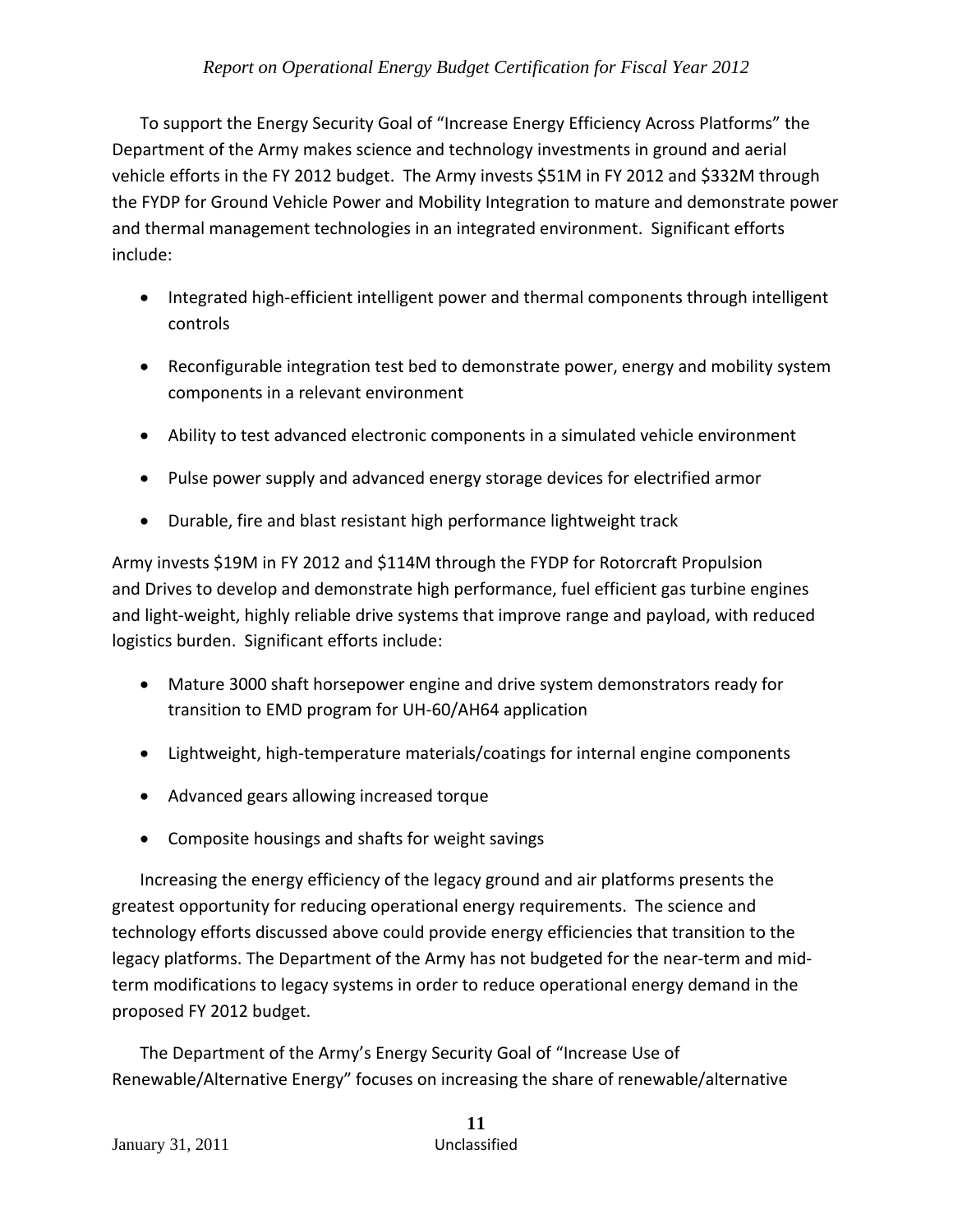To support the Energy Security Goal of "Increase Energy Efficiency Across Platforms" the Department of the Army makes science and technology investments in ground and aerial vehicle efforts in the FY 2012 budget. The Army invests $51M in FY 2012 and $332M through the FYDP for Ground Vehicle Power and Mobility Integration to mature and demonstrate power and thermal management technologies in an integrated environment. Significant efforts include:

- Integrated high-efficient intelligent power and thermal components through intelligent controls
- Reconfigurable integration test bed to demonstrate power, energy and mobility system components in a relevant environment
- Ability to test advanced electronic components in a simulated vehicle environment
- Pulse power supply and advanced energy storage devices for electrified armor
- Durable, fire and blast resistant high performance lightweight track

Army invests $19M in FY 2012 and $114M through the FYDP for Rotorcraft Propulsion and Drives to develop and demonstrate high performance, fuel efficient gas turbine engines and light-weight, highly reliable drive systems that improve range and payload, with reduced logistics burden. Significant efforts include:

- Mature 3000 shaft horsepower engine and drive system demonstrators ready for transition to EMD program for UH-60/AH64 application
- Lightweight, high-temperature materials/coatings for internal engine components
- Advanced gears allowing increased torque
- Composite housings and shafts for weight savings

Increasing the energy efficiency of the legacy ground and air platforms presents the greatest opportunity for reducing operational energy requirements. The science and technology efforts discussed above could provide energy efficiencies that transition to the legacy platforms. The Department of the Army has not budgeted for the near-term and mid-term modifications to legacy systems in order to reduce operational energy demand in the proposed FY 2012 budget.

The Department of the Army's Energy Security Goal of "Increase Use of Renewable/Alternative Energy" focuses on increasing the share of renewable/alternative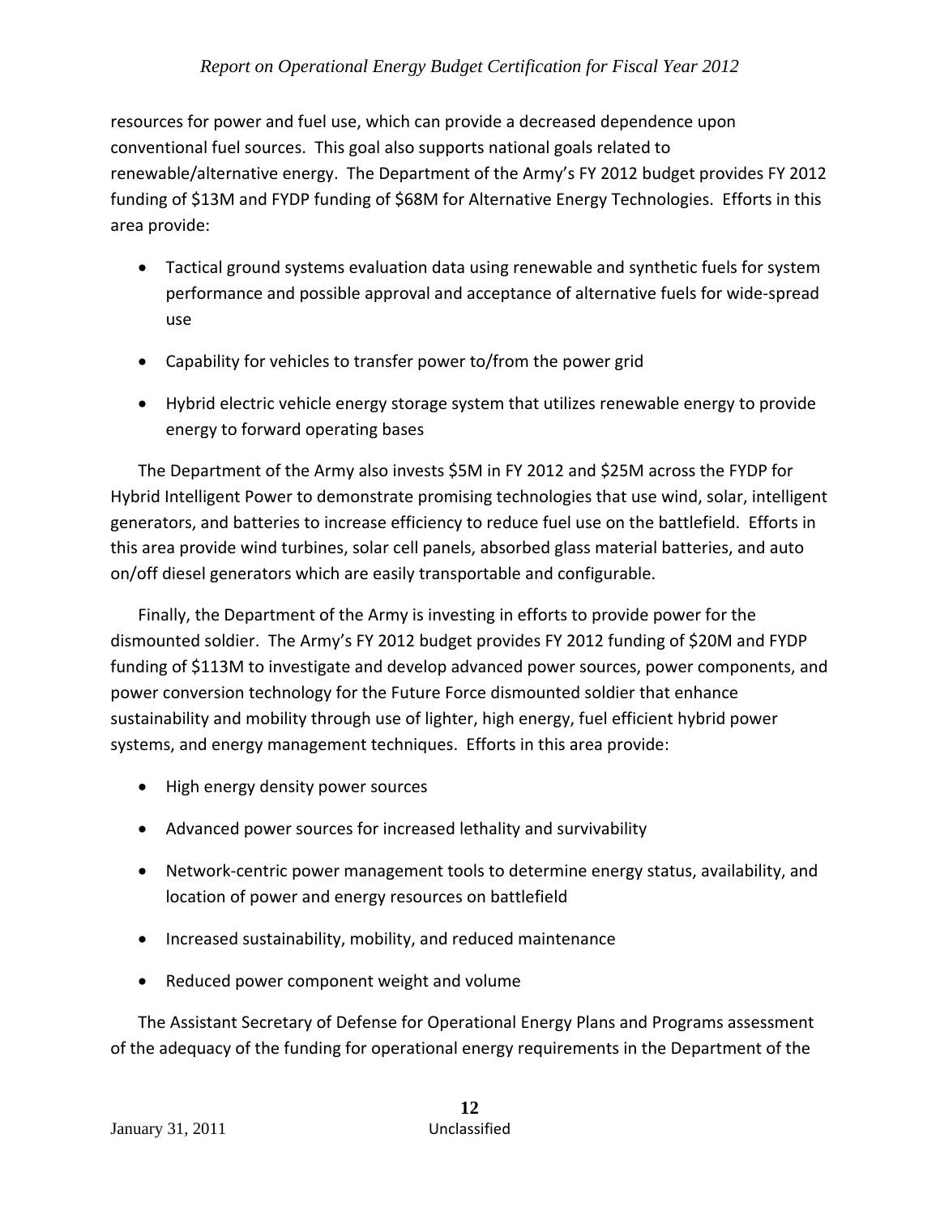resources for power and fuel use, which can provide a decreased dependence upon conventional fuel sources. This goal also supports national goals related to renewable/alternative energy. The Department of the Army's FY 2012 budget provides FY 2012 funding of $13M and FYDP funding of $68M for Alternative Energy Technologies. Efforts in this area provide:

- Tactical ground systems evaluation data using renewable and synthetic fuels for system performance and possible approval and acceptance of alternative fuels for wide-spread use
- Capability for vehicles to transfer power to/from the power grid
- Hybrid electric vehicle energy storage system that utilizes renewable energy to provide energy to forward operating bases

The Department of the Army also invests $5M in FY 2012 and $25M across the FYDP for Hybrid Intelligent Power to demonstrate promising technologies that use wind, solar, intelligent generators, and batteries to increase efficiency to reduce fuel use on the battlefield. Efforts in this area provide wind turbines, solar cell panels, absorbed glass material batteries, and auto on/off diesel generators which are easily transportable and configurable.

Finally, the Department of the Army is investing in efforts to provide power for the dismounted soldier. The Army's FY 2012 budget provides FY 2012 funding of $20M and FYDP funding of $113M to investigate and develop advanced power sources, power components, and power conversion technology for the Future Force dismounted soldier that enhance sustainability and mobility through use of lighter, high energy, fuel efficient hybrid power systems, and energy management techniques. Efforts in this area provide:

- High energy density power sources
- Advanced power sources for increased lethality and survivability
- Network-centric power management tools to determine energy status, availability, and location of power and energy resources on battlefield
- Increased sustainability, mobility, and reduced maintenance
- Reduced power component weight and volume

The Assistant Secretary of Defense for Operational Energy Plans and Programs assessment of the adequacy of the funding for operational energy requirements in the Department of the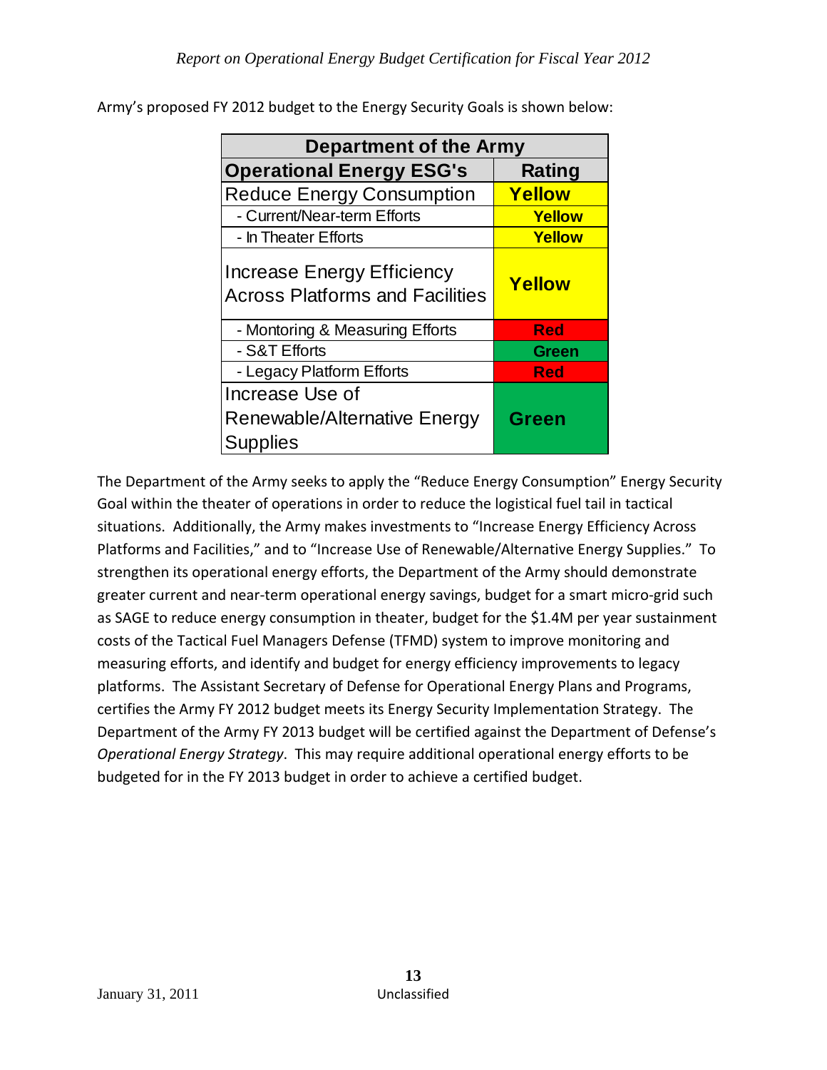Army's proposed FY 2012 budget to the Energy Security Goals is shown below:

| Department of the Army | |
|---|---|
| **Operational Energy ESG's** | **Rating** |
| Reduce Energy Consumption | **Yellow** |
| - Current/Near-term Efforts | **Yellow** |
| - In Theater Efforts | **Yellow** |
| Increase Energy Efficiency Across Platforms and Facilities | **Yellow** |
| - Montoring & Measuring Efforts | **Red** |
| - S&T Efforts | **Green** |
| - Legacy Platform Efforts | **Red** |
| Increase Use of Renewable/Alternative Energy Supplies | **Green** |

The Department of the Army seeks to apply the "Reduce Energy Consumption" Energy Security Goal within the theater of operations in order to reduce the logistical fuel tail in tactical situations. Additionally, the Army makes investments to "Increase Energy Efficiency Across Platforms and Facilities," and to "Increase Use of Renewable/Alternative Energy Supplies." To strengthen its operational energy efforts, the Department of the Army should demonstrate greater current and near-term operational energy savings, budget for a smart micro-grid such as SAGE to reduce energy consumption in theater, budget for the $1.4M per year sustainment costs of the Tactical Fuel Managers Defense (TFMD) system to improve monitoring and measuring efforts, and identify and budget for energy efficiency improvements to legacy platforms. The Assistant Secretary of Defense for Operational Energy Plans and Programs, certifies the Army FY 2012 budget meets its Energy Security Implementation Strategy. The Department of the Army FY 2013 budget will be certified against the Department of Defense's *Operational Energy Strategy*. This may require additional operational energy efforts to be budgeted for in the FY 2013 budget in order to achieve a certified budget.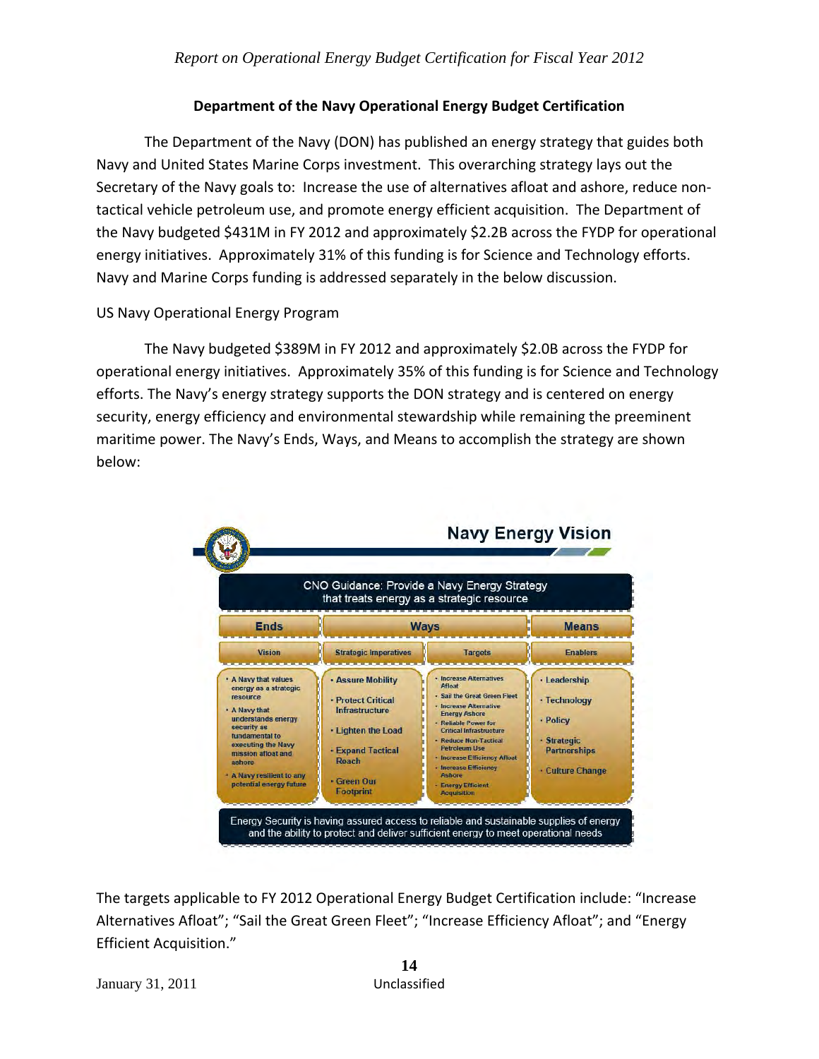## Department of the Navy Operational Energy Budget Certification

The Department of the Navy (DON) has published an energy strategy that guides both Navy and United States Marine Corps investment. This overarching strategy lays out the Secretary of the Navy goals to: Increase the use of alternatives afloat and ashore, reduce non-tactical vehicle petroleum use, and promote energy efficient acquisition. The Department of the Navy budgeted $431M in FY 2012 and approximately $2.2B across the FYDP for operational energy initiatives. Approximately 31% of this funding is for Science and Technology efforts. Navy and Marine Corps funding is addressed separately in the below discussion.

### US Navy Operational Energy Program

The Navy budgeted $389M in FY 2012 and approximately $2.0B across the FYDP for operational energy initiatives. Approximately 35% of this funding is for Science and Technology efforts. The Navy's energy strategy supports the DON strategy and is centered on energy security, energy efficiency and environmental stewardship while remaining the preeminent maritime power. The Navy's Ends, Ways, and Means to accomplish the strategy are shown below:

**Navy Energy Vision**

CNO Guidance: Provide a Navy Energy Strategy that treats energy as a strategic resource

| Ends | Ways | | Means |
|---|---|---|---|
| Vision | Strategic Imperatives | Targets | Enablers |
| • A Navy that values energy as a strategic resource<br>• A Navy that understands energy security as fundamental to executing the Navy mission afloat and ashore<br>• A Navy resilient to any potential energy future | • Assure Mobility<br>• Protect Critical Infrastructure<br>• Lighten the Load<br>• Expand Tactical Reach<br>• Green Our Footprint | • Increase Alternatives Afloat<br>• Sail the Great Green Fleet<br>• Increase Alternative Energy Ashore<br>• Reliable Power for Critical Infrastructure<br>• Reduce Non-Tactical Petroleum Use<br>• Increase Efficiency Afloat<br>• Increase Efficiency Ashore<br>• Energy Efficient Acquisition | • Leadership<br>• Technology<br>• Policy<br>• Strategic Partnerships<br>• Culture Change |

Energy Security is having assured access to reliable and sustainable supplies of energy and the ability to protect and deliver sufficient energy to meet operational needs

The targets applicable to FY 2012 Operational Energy Budget Certification include: "Increase Alternatives Afloat"; "Sail the Great Green Fleet"; "Increase Efficiency Afloat"; and "Energy Efficient Acquisition."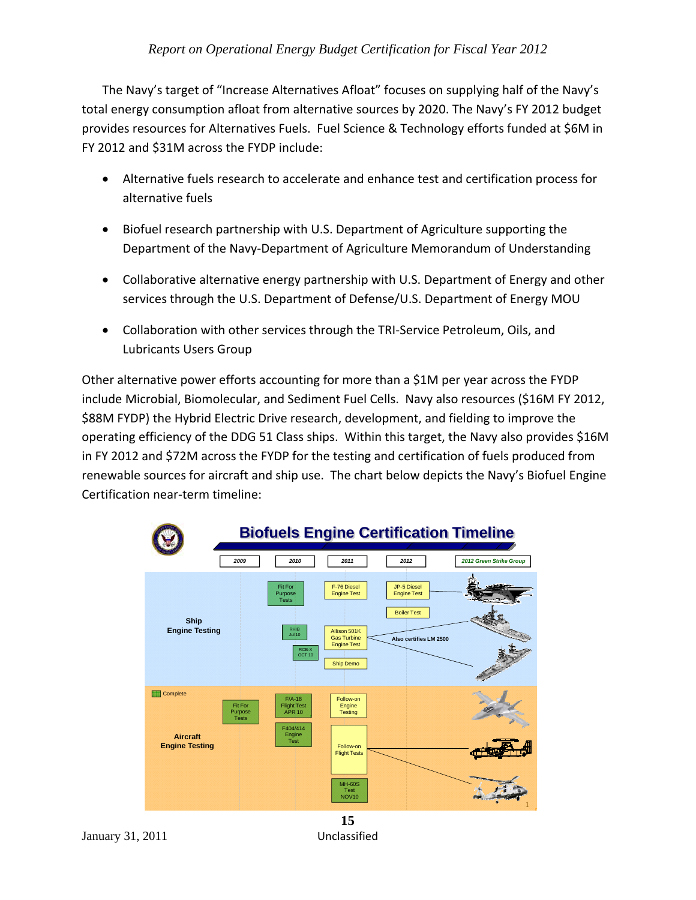The Navy's target of "Increase Alternatives Afloat" focuses on supplying half of the Navy's total energy consumption afloat from alternative sources by 2020. The Navy's FY 2012 budget provides resources for Alternatives Fuels. Fuel Science & Technology efforts funded at $6M in FY 2012 and $31M across the FYDP include:

- Alternative fuels research to accelerate and enhance test and certification process for alternative fuels
- Biofuel research partnership with U.S. Department of Agriculture supporting the Department of the Navy-Department of Agriculture Memorandum of Understanding
- Collaborative alternative energy partnership with U.S. Department of Energy and other services through the U.S. Department of Defense/U.S. Department of Energy MOU
- Collaboration with other services through the TRI-Service Petroleum, Oils, and Lubricants Users Group

Other alternative power efforts accounting for more than a $1M per year across the FYDP include Microbial, Biomolecular, and Sediment Fuel Cells. Navy also resources ($16M FY 2012, $88M FYDP) the Hybrid Electric Drive research, development, and fielding to improve the operating efficiency of the DDG 51 Class ships. Within this target, the Navy also provides $16M in FY 2012 and $72M across the FYDP for the testing and certification of fuels produced from renewable sources for aircraft and ship use. The chart below depicts the Navy's Biofuel Engine Certification near-term timeline:

**Biofuels Engine Certification Timeline**

| | 2009 | 2010 | 2011 | 2012 | 2012 Green Strike Group |
| --- | --- | --- | --- | --- | --- |
| Ship Engine Testing | | Fit For Purpose Tests; RHIB Jul 10; RCB-X OCT 10 | F-76 Diesel Engine Test; Allison 501K Gas Turbine Engine Test; Ship Demo | JP-5 Diesel Engine Test; Boiler Test; Also certifies LM 2500 | |
| Aircraft Engine Testing | Fit For Purpose Tests | F/A-18 Flight Test APR 10; F404/414 Engine Test | Follow-on Engine Testing; Follow-on Flight Tests; MH-60S Test NOV10 | | |

Complete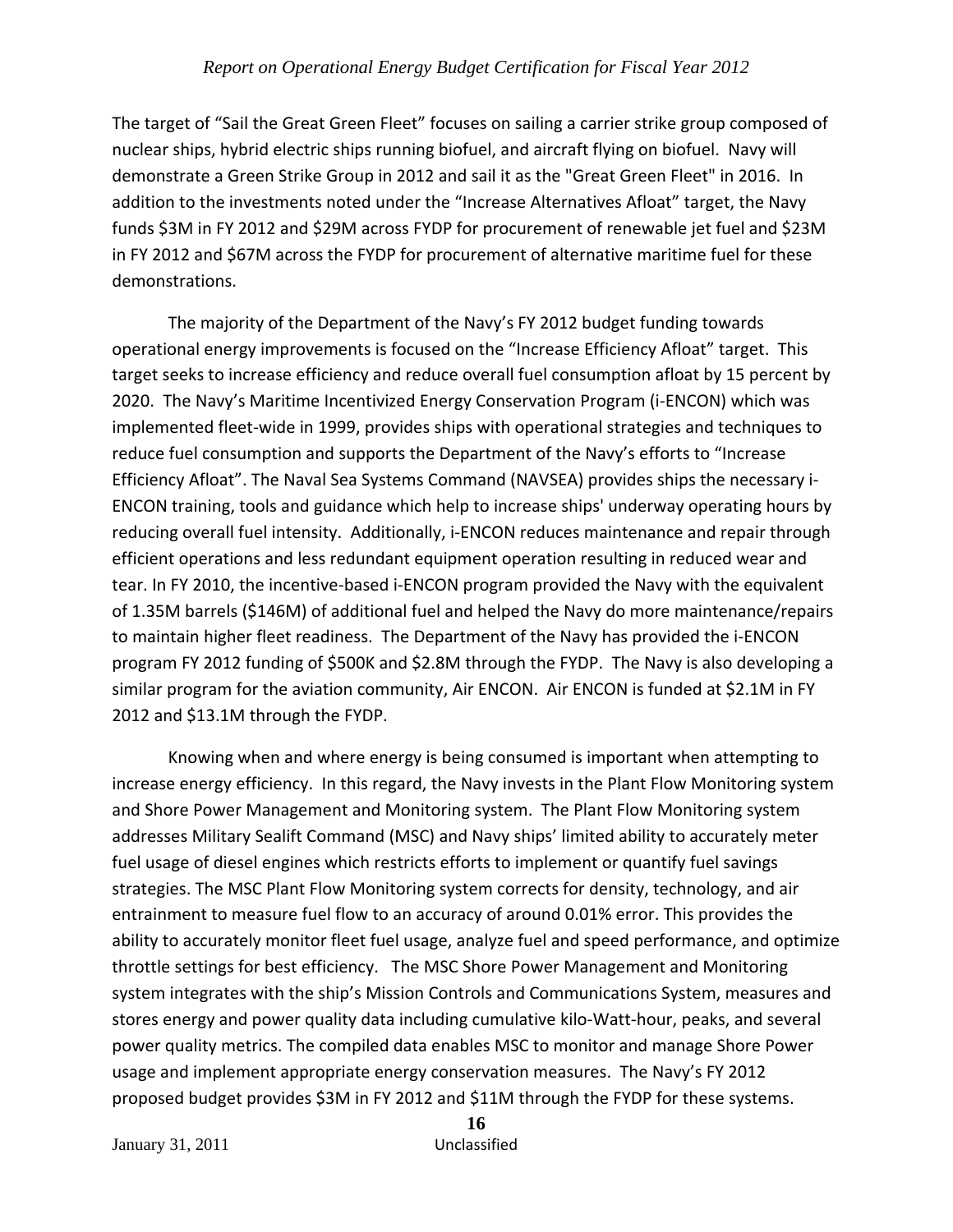The target of "Sail the Great Green Fleet" focuses on sailing a carrier strike group composed of nuclear ships, hybrid electric ships running biofuel, and aircraft flying on biofuel. Navy will demonstrate a Green Strike Group in 2012 and sail it as the "Great Green Fleet" in 2016. In addition to the investments noted under the "Increase Alternatives Afloat" target, the Navy funds $3M in FY 2012 and $29M across FYDP for procurement of renewable jet fuel and $23M in FY 2012 and $67M across the FYDP for procurement of alternative maritime fuel for these demonstrations.

The majority of the Department of the Navy's FY 2012 budget funding towards operational energy improvements is focused on the "Increase Efficiency Afloat" target. This target seeks to increase efficiency and reduce overall fuel consumption afloat by 15 percent by 2020. The Navy's Maritime Incentivized Energy Conservation Program (i-ENCON) which was implemented fleet-wide in 1999, provides ships with operational strategies and techniques to reduce fuel consumption and supports the Department of the Navy's efforts to "Increase Efficiency Afloat". The Naval Sea Systems Command (NAVSEA) provides ships the necessary i-ENCON training, tools and guidance which help to increase ships' underway operating hours by reducing overall fuel intensity. Additionally, i-ENCON reduces maintenance and repair through efficient operations and less redundant equipment operation resulting in reduced wear and tear. In FY 2010, the incentive-based i-ENCON program provided the Navy with the equivalent of 1.35M barrels ($146M) of additional fuel and helped the Navy do more maintenance/repairs to maintain higher fleet readiness. The Department of the Navy has provided the i-ENCON program FY 2012 funding of $500K and $2.8M through the FYDP. The Navy is also developing a similar program for the aviation community, Air ENCON. Air ENCON is funded at $2.1M in FY 2012 and $13.1M through the FYDP.

Knowing when and where energy is being consumed is important when attempting to increase energy efficiency. In this regard, the Navy invests in the Plant Flow Monitoring system and Shore Power Management and Monitoring system. The Plant Flow Monitoring system addresses Military Sealift Command (MSC) and Navy ships' limited ability to accurately meter fuel usage of diesel engines which restricts efforts to implement or quantify fuel savings strategies. The MSC Plant Flow Monitoring system corrects for density, technology, and air entrainment to measure fuel flow to an accuracy of around 0.01% error. This provides the ability to accurately monitor fleet fuel usage, analyze fuel and speed performance, and optimize throttle settings for best efficiency. The MSC Shore Power Management and Monitoring system integrates with the ship's Mission Controls and Communications System, measures and stores energy and power quality data including cumulative kilo-Watt-hour, peaks, and several power quality metrics. The compiled data enables MSC to monitor and manage Shore Power usage and implement appropriate energy conservation measures. The Navy's FY 2012 proposed budget provides $3M in FY 2012 and $11M through the FYDP for these systems.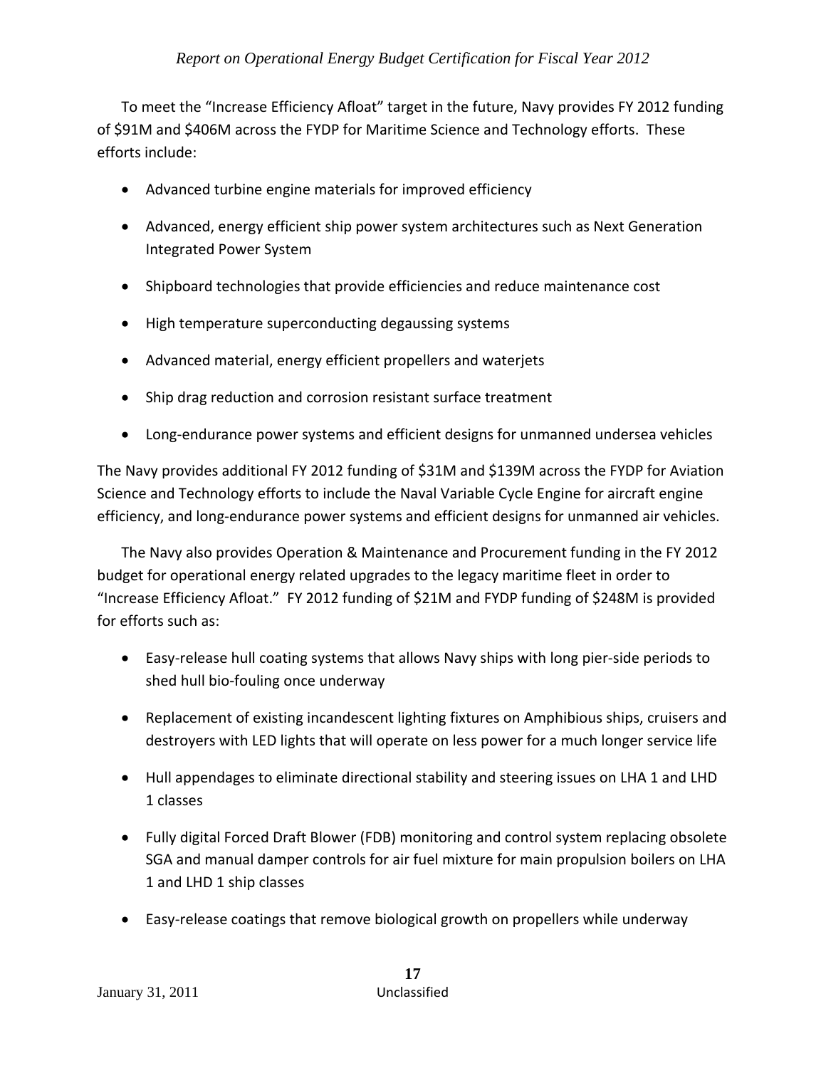To meet the "Increase Efficiency Afloat" target in the future, Navy provides FY 2012 funding of $91M and $406M across the FYDP for Maritime Science and Technology efforts. These efforts include:

- Advanced turbine engine materials for improved efficiency
- Advanced, energy efficient ship power system architectures such as Next Generation Integrated Power System
- Shipboard technologies that provide efficiencies and reduce maintenance cost
- High temperature superconducting degaussing systems
- Advanced material, energy efficient propellers and waterjets
- Ship drag reduction and corrosion resistant surface treatment
- Long-endurance power systems and efficient designs for unmanned undersea vehicles

The Navy provides additional FY 2012 funding of $31M and $139M across the FYDP for Aviation Science and Technology efforts to include the Naval Variable Cycle Engine for aircraft engine efficiency, and long-endurance power systems and efficient designs for unmanned air vehicles.

The Navy also provides Operation & Maintenance and Procurement funding in the FY 2012 budget for operational energy related upgrades to the legacy maritime fleet in order to "Increase Efficiency Afloat." FY 2012 funding of $21M and FYDP funding of $248M is provided for efforts such as:

- Easy-release hull coating systems that allows Navy ships with long pier-side periods to shed hull bio-fouling once underway
- Replacement of existing incandescent lighting fixtures on Amphibious ships, cruisers and destroyers with LED lights that will operate on less power for a much longer service life
- Hull appendages to eliminate directional stability and steering issues on LHA 1 and LHD 1 classes
- Fully digital Forced Draft Blower (FDB) monitoring and control system replacing obsolete SGA and manual damper controls for air fuel mixture for main propulsion boilers on LHA 1 and LHD 1 ship classes
- Easy-release coatings that remove biological growth on propellers while underway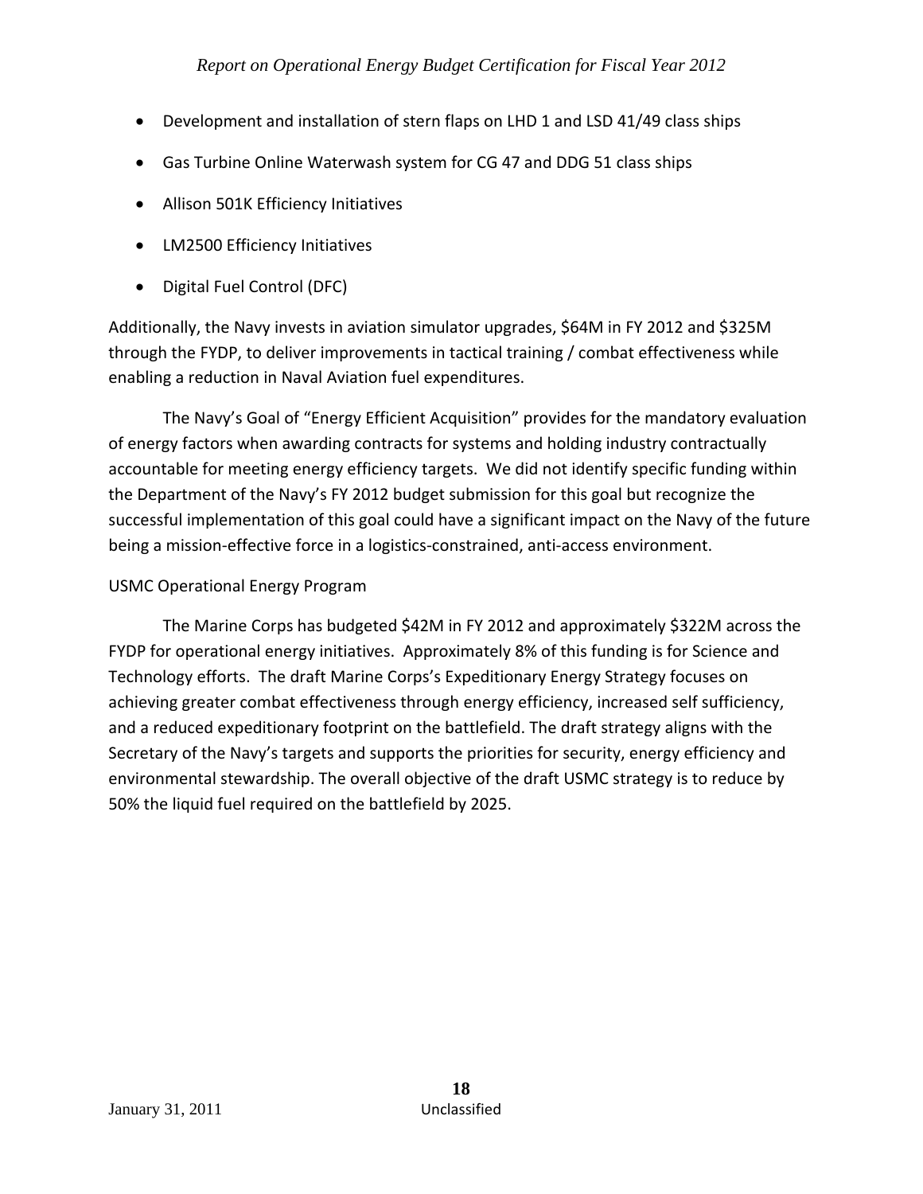- Development and installation of stern flaps on LHD 1 and LSD 41/49 class ships
- Gas Turbine Online Waterwash system for CG 47 and DDG 51 class ships
- Allison 501K Efficiency Initiatives
- LM2500 Efficiency Initiatives
- Digital Fuel Control (DFC)

Additionally, the Navy invests in aviation simulator upgrades, $64M in FY 2012 and $325M through the FYDP, to deliver improvements in tactical training / combat effectiveness while enabling a reduction in Naval Aviation fuel expenditures.

The Navy's Goal of "Energy Efficient Acquisition" provides for the mandatory evaluation of energy factors when awarding contracts for systems and holding industry contractually accountable for meeting energy efficiency targets. We did not identify specific funding within the Department of the Navy's FY 2012 budget submission for this goal but recognize the successful implementation of this goal could have a significant impact on the Navy of the future being a mission-effective force in a logistics-constrained, anti-access environment.

USMC Operational Energy Program

The Marine Corps has budgeted $42M in FY 2012 and approximately $322M across the FYDP for operational energy initiatives. Approximately 8% of this funding is for Science and Technology efforts. The draft Marine Corps's Expeditionary Energy Strategy focuses on achieving greater combat effectiveness through energy efficiency, increased self sufficiency, and a reduced expeditionary footprint on the battlefield. The draft strategy aligns with the Secretary of the Navy's targets and supports the priorities for security, energy efficiency and environmental stewardship. The overall objective of the draft USMC strategy is to reduce by 50% the liquid fuel required on the battlefield by 2025.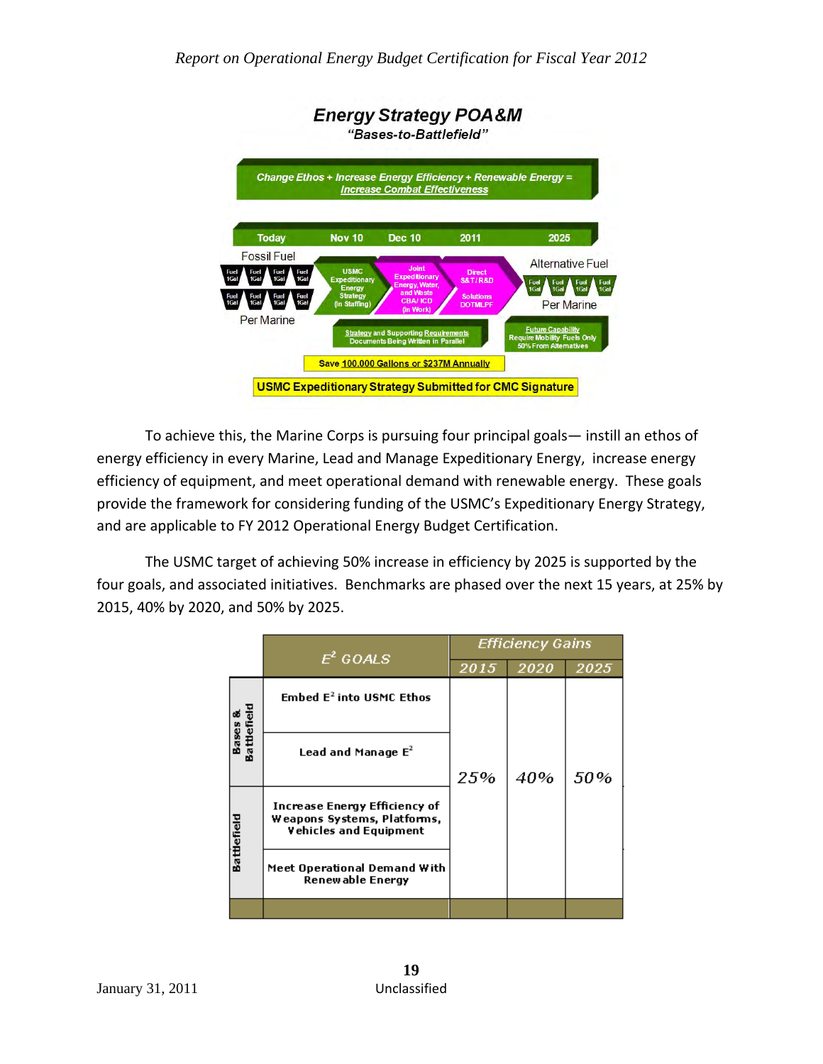## Energy Strategy POA&M

*"Bases-to-Battlefield"*

*Change Ethos + Increase Energy Efficiency + Renewable Energy = Increase Combat Effectiveness*

| Today | Nov 10 | Dec 10 | 2011 | 2025 |
|---|---|---|---|---|
| Fossil Fuel (Fuel 1Gal ×8 Per Marine) | USMC Expeditionary Energy Strategy (In Staffing) | Joint Expeditionary Energy, Water, and Waste CBA/ICD (In Work) | Direct S&T/R&D Solutions DOTMLPF | Alternative Fuel (Fuel 1Gal ×4 Per Marine) |

Strategy and Supporting Requirements Documents Being Written in Parallel

Future Capability Require Mobility Fuels Only 50% From Alternatives

Save 100,000 Gallons or $237M Annually

**USMC Expeditionary Strategy Submitted for CMC Signature**

To achieve this, the Marine Corps is pursuing four principal goals— instill an ethos of energy efficiency in every Marine, Lead and Manage Expeditionary Energy, increase energy efficiency of equipment, and meet operational demand with renewable energy. These goals provide the framework for considering funding of the USMC's Expeditionary Energy Strategy, and are applicable to FY 2012 Operational Energy Budget Certification.

The USMC target of achieving 50% increase in efficiency by 2025 is supported by the four goals, and associated initiatives. Benchmarks are phased over the next 15 years, at 25% by 2015, 40% by 2020, and 50% by 2025.

| | $E^2$ GOALS | Efficiency Gains | | |
|---|---|---|---|---|
| | | 2015 | 2020 | 2025 |
| Bases & Battlefield | Embed $E^2$ into USMC Ethos | 25% | 40% | 50% |
| Bases & Battlefield | Lead and Manage $E^2$ | | | |
| Battlefield | Increase Energy Efficiency of Weapons Systems, Platforms, Vehicles and Equipment | | | |
| Battlefield | Meet Operational Demand With Renewable Energy | | | |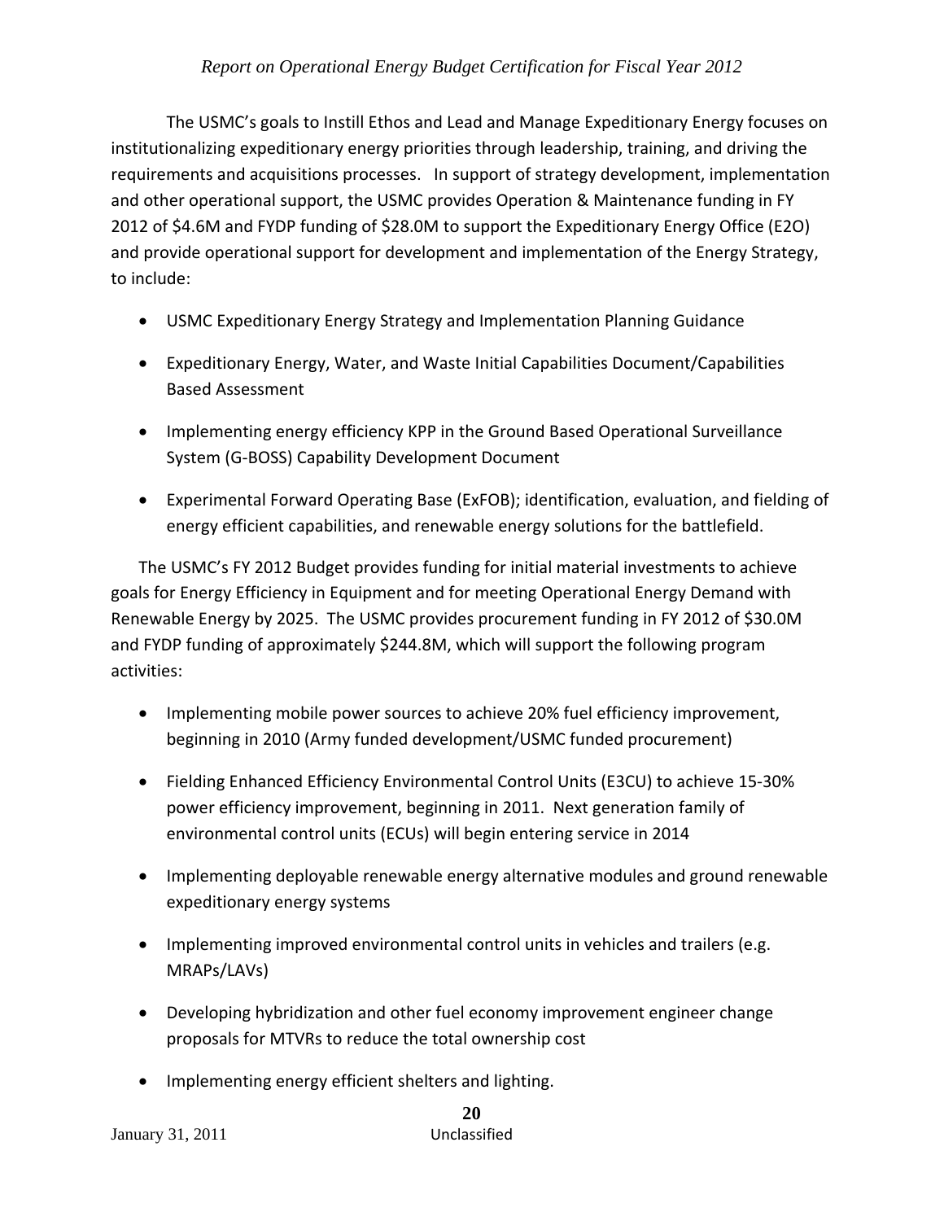The USMC's goals to Instill Ethos and Lead and Manage Expeditionary Energy focuses on institutionalizing expeditionary energy priorities through leadership, training, and driving the requirements and acquisitions processes. In support of strategy development, implementation and other operational support, the USMC provides Operation & Maintenance funding in FY 2012 of $4.6M and FYDP funding of $28.0M to support the Expeditionary Energy Office (E2O) and provide operational support for development and implementation of the Energy Strategy, to include:

- USMC Expeditionary Energy Strategy and Implementation Planning Guidance
- Expeditionary Energy, Water, and Waste Initial Capabilities Document/Capabilities Based Assessment
- Implementing energy efficiency KPP in the Ground Based Operational Surveillance System (G-BOSS) Capability Development Document
- Experimental Forward Operating Base (ExFOB); identification, evaluation, and fielding of energy efficient capabilities, and renewable energy solutions for the battlefield.

The USMC's FY 2012 Budget provides funding for initial material investments to achieve goals for Energy Efficiency in Equipment and for meeting Operational Energy Demand with Renewable Energy by 2025. The USMC provides procurement funding in FY 2012 of $30.0M and FYDP funding of approximately $244.8M, which will support the following program activities:

- Implementing mobile power sources to achieve 20% fuel efficiency improvement, beginning in 2010 (Army funded development/USMC funded procurement)
- Fielding Enhanced Efficiency Environmental Control Units (E3CU) to achieve 15-30% power efficiency improvement, beginning in 2011. Next generation family of environmental control units (ECUs) will begin entering service in 2014
- Implementing deployable renewable energy alternative modules and ground renewable expeditionary energy systems
- Implementing improved environmental control units in vehicles and trailers (e.g. MRAPs/LAVs)
- Developing hybridization and other fuel economy improvement engineer change proposals for MTVRs to reduce the total ownership cost
- Implementing energy efficient shelters and lighting.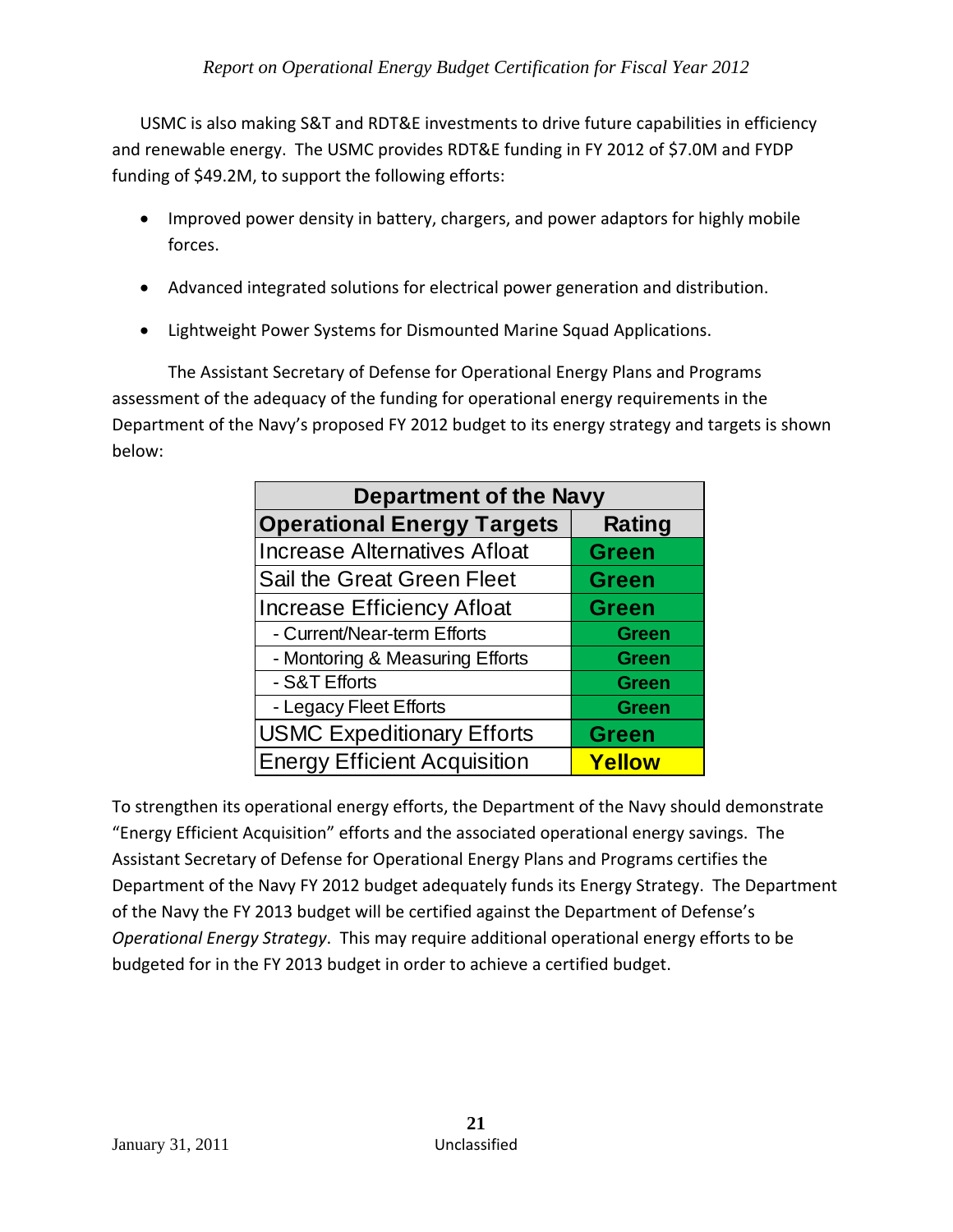USMC is also making S&T and RDT&E investments to drive future capabilities in efficiency and renewable energy. The USMC provides RDT&E funding in FY 2012 of $7.0M and FYDP funding of $49.2M, to support the following efforts:

- Improved power density in battery, chargers, and power adaptors for highly mobile forces.
- Advanced integrated solutions for electrical power generation and distribution.
- Lightweight Power Systems for Dismounted Marine Squad Applications.

The Assistant Secretary of Defense for Operational Energy Plans and Programs assessment of the adequacy of the funding for operational energy requirements in the Department of the Navy's proposed FY 2012 budget to its energy strategy and targets is shown below:

| **Department of the Navy** | |
|---|---|
| **Operational Energy Targets** | **Rating** |
| Increase Alternatives Afloat | Green |
| Sail the Great Green Fleet | Green |
| Increase Efficiency Afloat | Green |
| - Current/Near-term Efforts | Green |
| - Montoring & Measuring Efforts | Green |
| - S&T Efforts | Green |
| - Legacy Fleet Efforts | Green |
| USMC Expeditionary Efforts | Green |
| Energy Efficient Acquisition | Yellow |

To strengthen its operational energy efforts, the Department of the Navy should demonstrate "Energy Efficient Acquisition" efforts and the associated operational energy savings. The Assistant Secretary of Defense for Operational Energy Plans and Programs certifies the Department of the Navy FY 2012 budget adequately funds its Energy Strategy. The Department of the Navy the FY 2013 budget will be certified against the Department of Defense's *Operational Energy Strategy*. This may require additional operational energy efforts to be budgeted for in the FY 2013 budget in order to achieve a certified budget.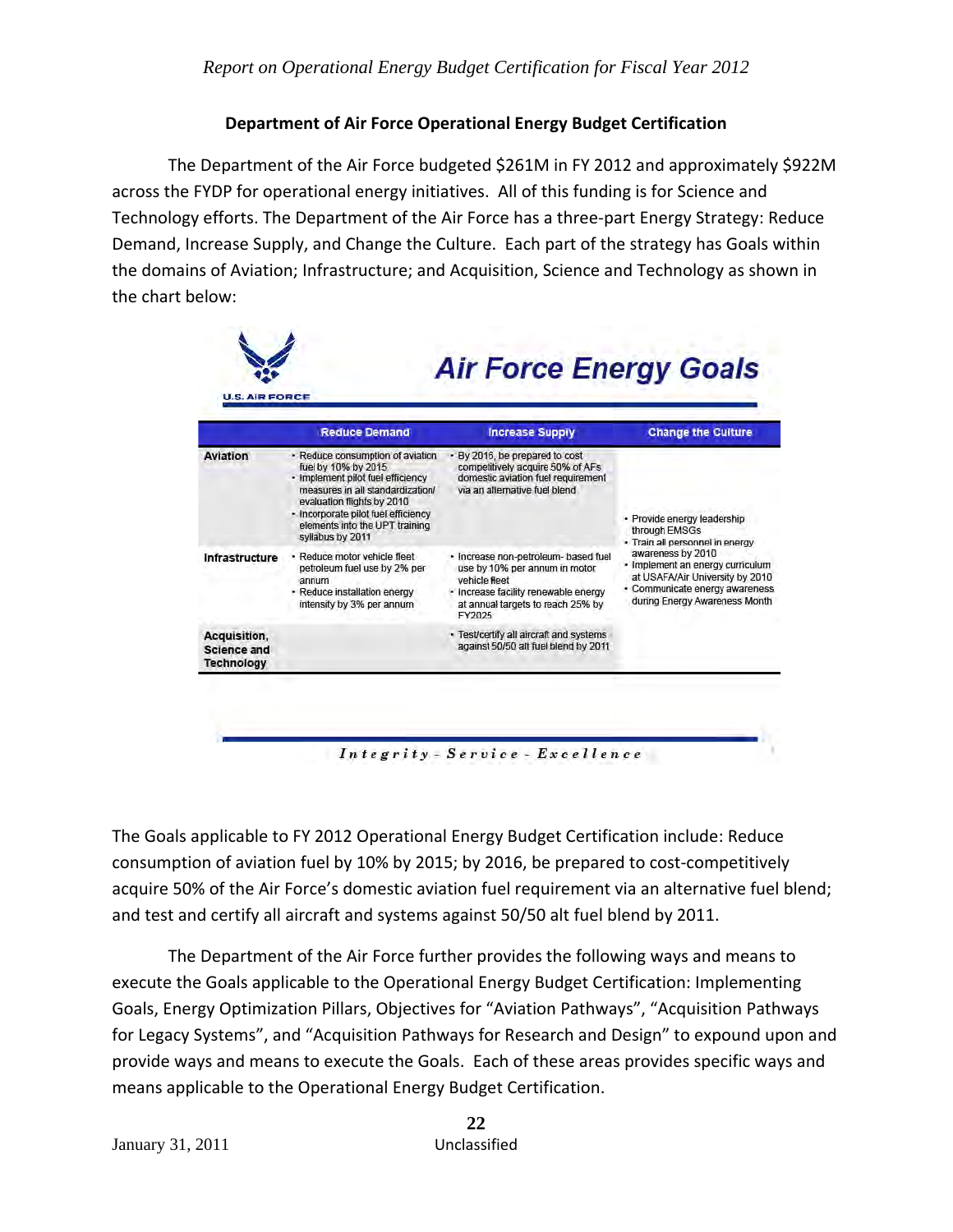## Department of Air Force Operational Energy Budget Certification

The Department of the Air Force budgeted $261M in FY 2012 and approximately $922M across the FYDP for operational energy initiatives. All of this funding is for Science and Technology efforts. The Department of the Air Force has a three-part Energy Strategy: Reduce Demand, Increase Supply, and Change the Culture. Each part of the strategy has Goals within the domains of Aviation; Infrastructure; and Acquisition, Science and Technology as shown in the chart below:

**Air Force Energy Goals**

| | Reduce Demand | Increase Supply | Change the Culture |
|---|---|---|---|
| **Aviation** | • Reduce consumption of aviation fuel by 10% by 2015<br>• Implement pilot fuel efficiency measures in all standardization/ evaluation flights by 2010<br>• Incorporate pilot fuel efficiency elements into the UPT training syllabus by 2011 | • By 2016, be prepared to cost competitively acquire 50% of AFs domestic aviation fuel requirement via an alternative fuel blend | • Provide energy leadership through EMSGs<br>• Train all personnel in energy awareness by 2010<br>• Implement an energy curriculum at USAFA/Air University by 2010<br>• Communicate energy awareness during Energy Awareness Month |
| **Infrastructure** | • Reduce motor vehicle fleet petroleum fuel use by 2% per annum<br>• Reduce installation energy intensity by 3% per annum | • Increase non-petroleum- based fuel use by 10% per annum in motor vehicle fleet<br>• Increase facility renewable energy at annual targets to reach 25% by FY2025 | |
| **Acquisition, Science and Technology** | | • Test/certify all aircraft and systems against 50/50 alt fuel blend by 2011 | |

*Integrity - Service - Excellence*

The Goals applicable to FY 2012 Operational Energy Budget Certification include: Reduce consumption of aviation fuel by 10% by 2015; by 2016, be prepared to cost-competitively acquire 50% of the Air Force's domestic aviation fuel requirement via an alternative fuel blend; and test and certify all aircraft and systems against 50/50 alt fuel blend by 2011.

The Department of the Air Force further provides the following ways and means to execute the Goals applicable to the Operational Energy Budget Certification: Implementing Goals, Energy Optimization Pillars, Objectives for "Aviation Pathways", "Acquisition Pathways for Legacy Systems", and "Acquisition Pathways for Research and Design" to expound upon and provide ways and means to execute the Goals. Each of these areas provides specific ways and means applicable to the Operational Energy Budget Certification.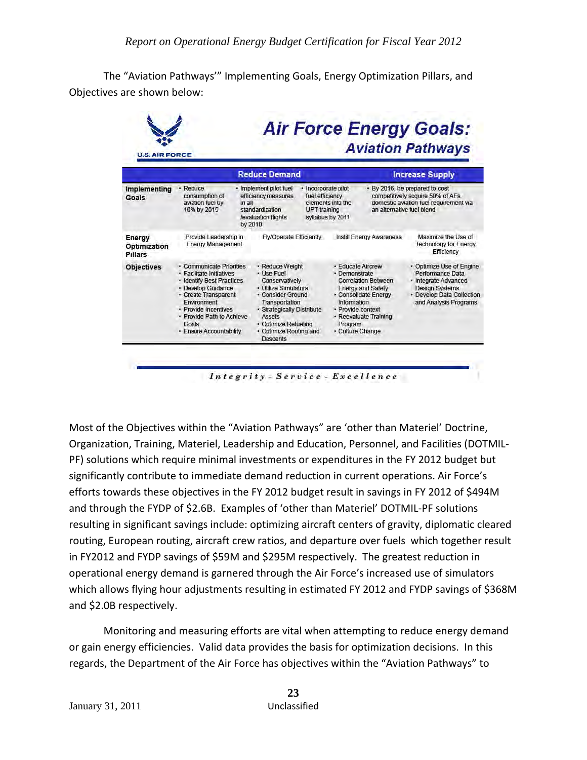The "Aviation Pathways'" Implementing Goals, Energy Optimization Pillars, and Objectives are shown below:

**Air Force Energy Goals: Aviation Pathways**

U.S. AIR FORCE

| | Reduce Demand | | | | Increase Supply |
|---|---|---|---|---|---|
| **Implementing Goals** | • Reduce consumption of aviation fuel by 10% by 2015 | • Implement pilot fuel efficiency measures in all standardization /evaluation flights by 2010 | • Incorporate pilot fuel efficiency elements into the UPT training syllabus by 2011 | | • By 2016, be prepared to cost competitively acquire 50% of AFs domestic aviation fuel requirement via an alternative fuel blend |
| **Energy Optimization Pillars** | Provide Leadership in Energy Management | Fly/Operate Efficiently | Instill Energy Awareness | | Maximize the Use of Technology for Energy Efficiency |
| **Objectives** | • Communicate Priorities<br>• Facilitate Initiatives<br>• Identify Best Practices<br>• Develop Guidance<br>• Create Transparent Environment<br>• Provide Incentives<br>• Provide Path to Achieve Goals<br>• Ensure Accountability | • Reduce Weight<br>• Use Fuel Conservatively<br>• Utilize Simulators<br>• Consider Ground Transportation<br>• Strategically Distribute Assets<br>• Optimize Refueling<br>• Optimize Routing and Descents | • Educate Aircrew<br>• Demonstrate Correlation Between Energy and Safety<br>• Consolidate Energy Information<br>• Provide context<br>• Reevaluate Training Program<br>• Culture Change | | • Optimize Use of Engine Performance Data<br>• Integrate Advanced Design Systems<br>• Develop Data Collection and Analysis Programs |

*Integrity - Service - Excellence*

Most of the Objectives within the "Aviation Pathways" are 'other than Materiel' Doctrine, Organization, Training, Materiel, Leadership and Education, Personnel, and Facilities (DOTMIL-PF) solutions which require minimal investments or expenditures in the FY 2012 budget but significantly contribute to immediate demand reduction in current operations. Air Force's efforts towards these objectives in the FY 2012 budget result in savings in FY 2012 of $494M and through the FYDP of $2.6B. Examples of 'other than Materiel' DOTMIL-PF solutions resulting in significant savings include: optimizing aircraft centers of gravity, diplomatic cleared routing, European routing, aircraft crew ratios, and departure over fuels which together result in FY2012 and FYDP savings of $59M and $295M respectively. The greatest reduction in operational energy demand is garnered through the Air Force's increased use of simulators which allows flying hour adjustments resulting in estimated FY 2012 and FYDP savings of $368M and $2.0B respectively.

Monitoring and measuring efforts are vital when attempting to reduce energy demand or gain energy efficiencies. Valid data provides the basis for optimization decisions. In this regards, the Department of the Air Force has objectives within the "Aviation Pathways" to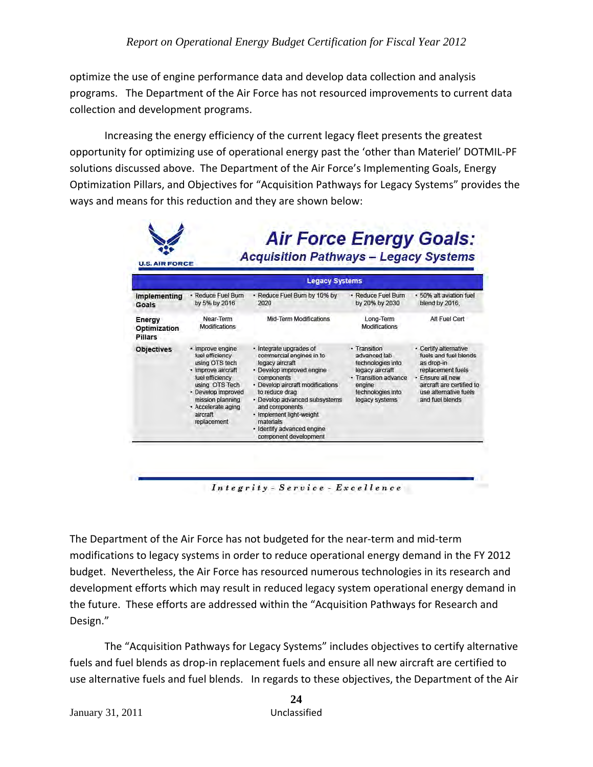optimize the use of engine performance data and develop data collection and analysis programs. The Department of the Air Force has not resourced improvements to current data collection and development programs.

Increasing the energy efficiency of the current legacy fleet presents the greatest opportunity for optimizing use of operational energy past the 'other than Materiel' DOTMIL-PF solutions discussed above. The Department of the Air Force's Implementing Goals, Energy Optimization Pillars, and Objectives for "Acquisition Pathways for Legacy Systems" provides the ways and means for this reduction and they are shown below:

U.S. AIR FORCE

## Air Force Energy Goals:

### Acquisition Pathways – Legacy Systems

| | Legacy Systems | | | |
|---|---|---|---|---|
| **Implementing Goals** | • Reduce Fuel Burn by 5% by 2016 | • Reduce Fuel Burn by 10% by 2020 | • Reduce Fuel Burn by 20% by 2030 | • 50% alt aviation fuel blend by 2016, |
| **Energy Optimization Pillars** | Near-Term Modifications | Mid-Term Modifications | Long-Term Modifications | Alt Fuel Cert |
| **Objectives** | • Improve engine fuel efficiency using OTS tech<br>• Improve aircraft fuel efficiency using OTS Tech<br>• Develop improved mission planning<br>• Accelerate aging aircraft replacement | • Integrate upgrades of commercial engines in to legacy aircraft<br>• Develop improved engine components<br>• Develop aircraft modifications to reduce drag<br>• Develop advanced subsystems and components<br>• Implement light-weight materials<br>• Identify advanced engine component development | • Transition advanced lab technologies into legacy aircraft<br>• Transition advance engine technologies into legacy systems | • Certify alternative fuels and fuel blends as drop-in replacement fuels<br>• Ensure all new aircraft are certified to use alternative fuels and fuel blends |

*Integrity - Service - Excellence*

The Department of the Air Force has not budgeted for the near-term and mid-term modifications to legacy systems in order to reduce operational energy demand in the FY 2012 budget. Nevertheless, the Air Force has resourced numerous technologies in its research and development efforts which may result in reduced legacy system operational energy demand in the future. These efforts are addressed within the "Acquisition Pathways for Research and Design."

The "Acquisition Pathways for Legacy Systems" includes objectives to certify alternative fuels and fuel blends as drop-in replacement fuels and ensure all new aircraft are certified to use alternative fuels and fuel blends. In regards to these objectives, the Department of the Air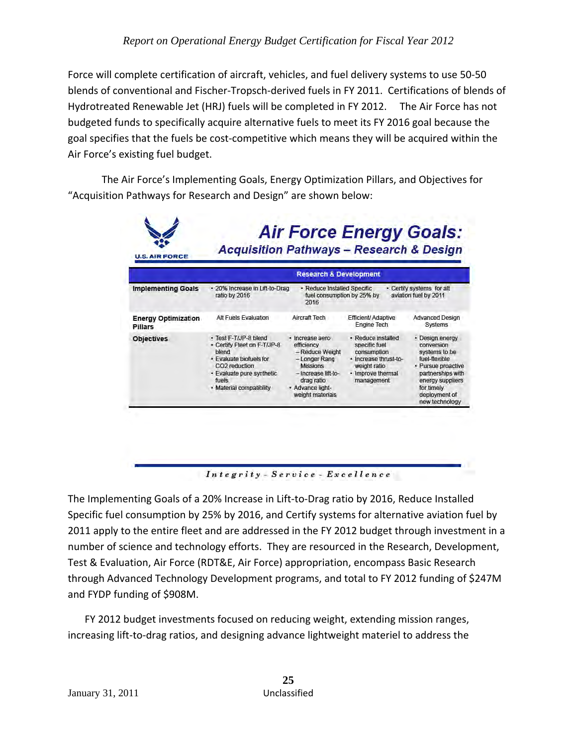Force will complete certification of aircraft, vehicles, and fuel delivery systems to use 50-50 blends of conventional and Fischer-Tropsch-derived fuels in FY 2011. Certifications of blends of Hydrotreated Renewable Jet (HRJ) fuels will be completed in FY 2012. The Air Force has not budgeted funds to specifically acquire alternative fuels to meet its FY 2016 goal because the goal specifies that the fuels be cost-competitive which means they will be acquired within the Air Force's existing fuel budget.

The Air Force's Implementing Goals, Energy Optimization Pillars, and Objectives for "Acquisition Pathways for Research and Design" are shown below:

**Air Force Energy Goals:**
***Acquisition Pathways – Research & Design***

| | Research & Development | | | |
|---|---|---|---|---|
| **Implementing Goals** | • 20% Increase in Lift-to-Drag ratio by 2016 | • Reduce Installed Specific fuel consumption by 25% by 2016 | • Certify systems for alt aviation fuel by 2011 | |
| **Energy Optimization Pillars** | Alt Fuels Evaluation | Aircraft Tech | Efficient/ Adaptive Engine Tech | Advanced Design Systems |
| **Objectives** | • Test F-T/JP-8 blend<br>• Certify Fleet on F-T/JP-8 blend<br>• Evaluate biofuels for CO2 reduction<br>• Evaluate pure synthetic fuels<br>• Material compatibility | • Increase aero efficiency<br>– Reduce Weight<br>– Longer Rang Missions<br>– Increase lift-to-drag ratio<br>• Advance light-weight materials | • Reduce installed specific fuel consumption<br>• Increase thrust-to-weight ratio<br>• Improve thermal management | • Design energy conversion systems to be fuel-flexible<br>• Pursue proactive partnerships with energy suppliers for timely deployment of new technology |

*Integrity - Service - Excellence*

The Implementing Goals of a 20% Increase in Lift-to-Drag ratio by 2016, Reduce Installed Specific fuel consumption by 25% by 2016, and Certify systems for alternative aviation fuel by 2011 apply to the entire fleet and are addressed in the FY 2012 budget through investment in a number of science and technology efforts. They are resourced in the Research, Development, Test & Evaluation, Air Force (RDT&E, Air Force) appropriation, encompass Basic Research through Advanced Technology Development programs, and total to FY 2012 funding of $247M and FYDP funding of $908M.

FY 2012 budget investments focused on reducing weight, extending mission ranges, increasing lift-to-drag ratios, and designing advance lightweight materiel to address the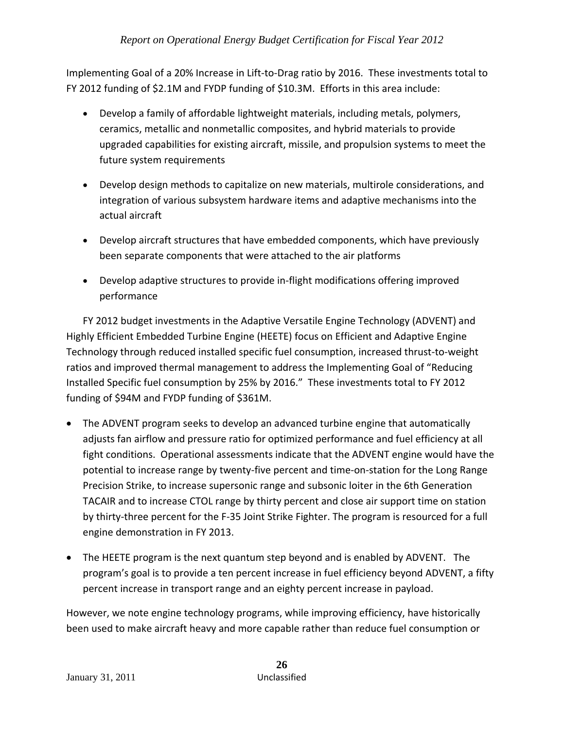Implementing Goal of a 20% Increase in Lift-to-Drag ratio by 2016. These investments total to FY 2012 funding of $2.1M and FYDP funding of $10.3M. Efforts in this area include:

- Develop a family of affordable lightweight materials, including metals, polymers, ceramics, metallic and nonmetallic composites, and hybrid materials to provide upgraded capabilities for existing aircraft, missile, and propulsion systems to meet the future system requirements
- Develop design methods to capitalize on new materials, multirole considerations, and integration of various subsystem hardware items and adaptive mechanisms into the actual aircraft
- Develop aircraft structures that have embedded components, which have previously been separate components that were attached to the air platforms
- Develop adaptive structures to provide in-flight modifications offering improved performance

FY 2012 budget investments in the Adaptive Versatile Engine Technology (ADVENT) and Highly Efficient Embedded Turbine Engine (HEETE) focus on Efficient and Adaptive Engine Technology through reduced installed specific fuel consumption, increased thrust-to-weight ratios and improved thermal management to address the Implementing Goal of "Reducing Installed Specific fuel consumption by 25% by 2016." These investments total to FY 2012 funding of $94M and FYDP funding of $361M.

- The ADVENT program seeks to develop an advanced turbine engine that automatically adjusts fan airflow and pressure ratio for optimized performance and fuel efficiency at all fight conditions. Operational assessments indicate that the ADVENT engine would have the potential to increase range by twenty-five percent and time-on-station for the Long Range Precision Strike, to increase supersonic range and subsonic loiter in the 6th Generation TACAIR and to increase CTOL range by thirty percent and close air support time on station by thirty-three percent for the F-35 Joint Strike Fighter. The program is resourced for a full engine demonstration in FY 2013.
- The HEETE program is the next quantum step beyond and is enabled by ADVENT. The program's goal is to provide a ten percent increase in fuel efficiency beyond ADVENT, a fifty percent increase in transport range and an eighty percent increase in payload.

However, we note engine technology programs, while improving efficiency, have historically been used to make aircraft heavy and more capable rather than reduce fuel consumption or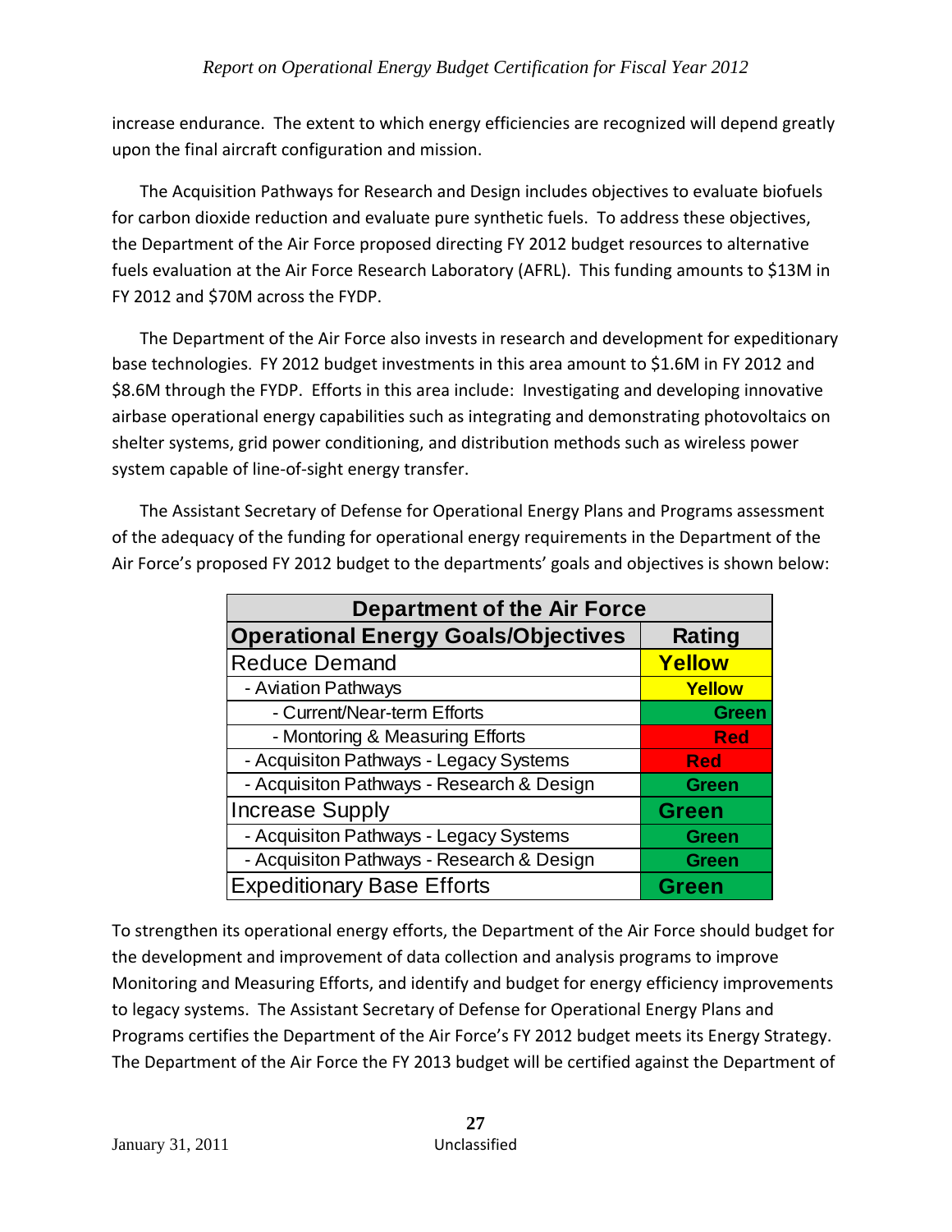increase endurance. The extent to which energy efficiencies are recognized will depend greatly upon the final aircraft configuration and mission.

The Acquisition Pathways for Research and Design includes objectives to evaluate biofuels for carbon dioxide reduction and evaluate pure synthetic fuels. To address these objectives, the Department of the Air Force proposed directing FY 2012 budget resources to alternative fuels evaluation at the Air Force Research Laboratory (AFRL). This funding amounts to $13M in FY 2012 and $70M across the FYDP.

The Department of the Air Force also invests in research and development for expeditionary base technologies. FY 2012 budget investments in this area amount to $1.6M in FY 2012 and $8.6M through the FYDP. Efforts in this area include: Investigating and developing innovative airbase operational energy capabilities such as integrating and demonstrating photovoltaics on shelter systems, grid power conditioning, and distribution methods such as wireless power system capable of line-of-sight energy transfer.

The Assistant Secretary of Defense for Operational Energy Plans and Programs assessment of the adequacy of the funding for operational energy requirements in the Department of the Air Force's proposed FY 2012 budget to the departments' goals and objectives is shown below:

| Department of the Air Force | |
|---|---|
| **Operational Energy Goals/Objectives** | **Rating** |
| Reduce Demand | Yellow |
| - Aviation Pathways | Yellow |
| - Current/Near-term Efforts | Green |
| - Montoring & Measuring Efforts | Red |
| - Acquisiton Pathways - Legacy Systems | Red |
| - Acquisiton Pathways - Research & Design | Green |
| Increase Supply | Green |
| - Acquisiton Pathways - Legacy Systems | Green |
| - Acquisiton Pathways - Research & Design | Green |
| Expeditionary Base Efforts | Green |

To strengthen its operational energy efforts, the Department of the Air Force should budget for the development and improvement of data collection and analysis programs to improve Monitoring and Measuring Efforts, and identify and budget for energy efficiency improvements to legacy systems. The Assistant Secretary of Defense for Operational Energy Plans and Programs certifies the Department of the Air Force's FY 2012 budget meets its Energy Strategy. The Department of the Air Force the FY 2013 budget will be certified against the Department of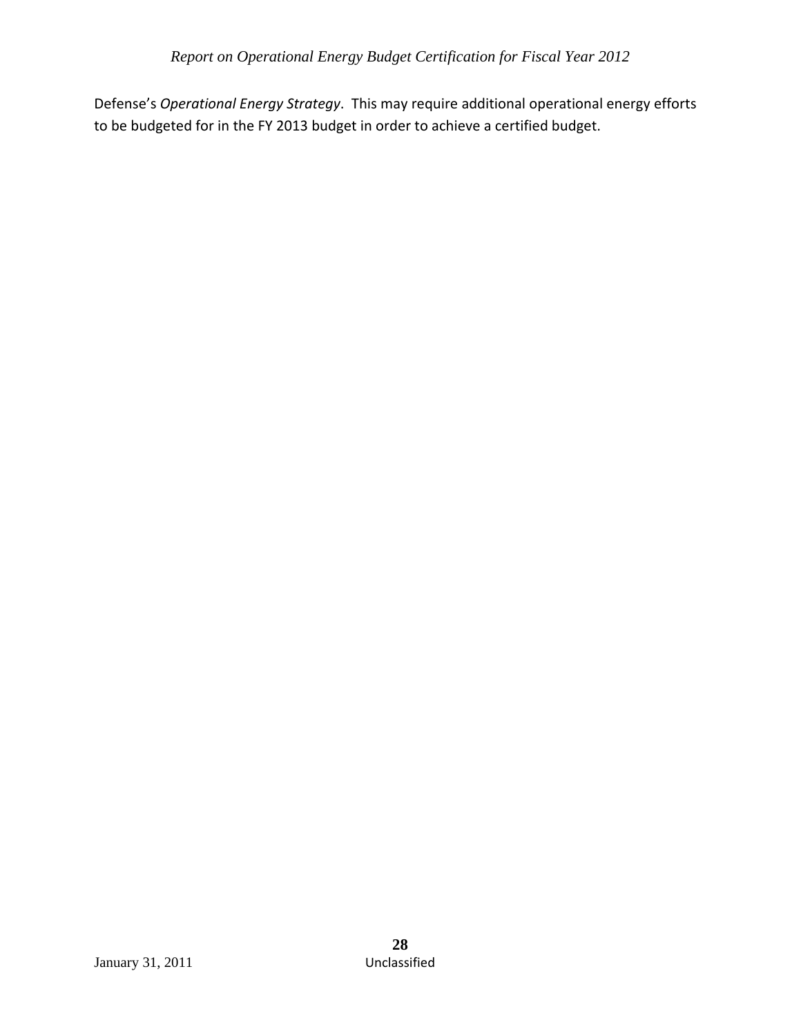Defense's *Operational Energy Strategy*. This may require additional operational energy efforts to be budgeted for in the FY 2013 budget in order to achieve a certified budget.